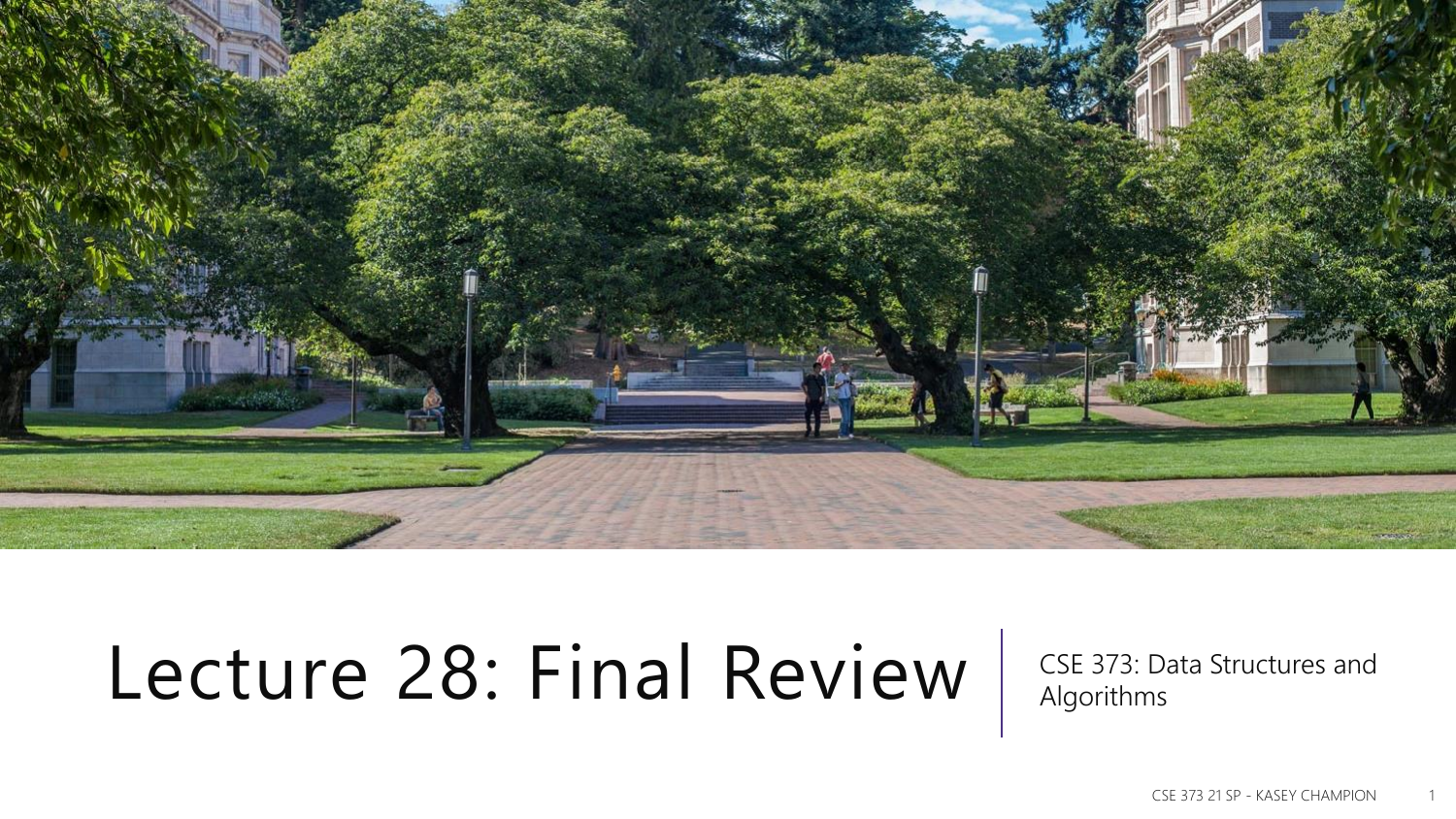# Lecture 28: Final Review

CSE 373: Data Structures and Algorithms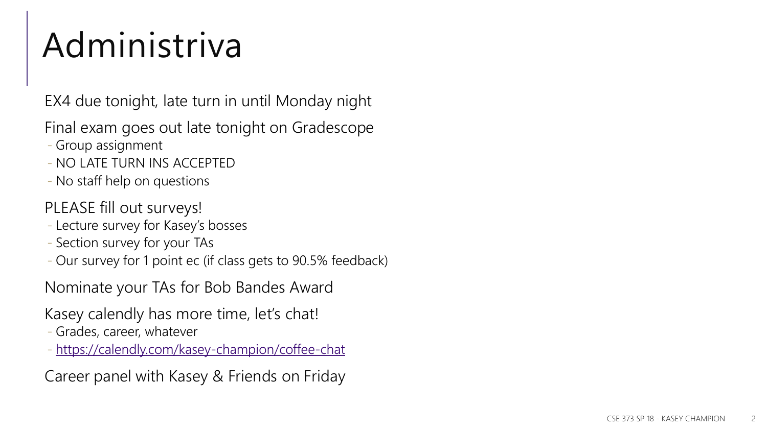# Administriva

EX4 due tonight, late turn in until Monday night

Final exam goes out late tonight on Gradescope
- Group assignment
- NO LATE TURN INS ACCEPTED
- No staff help on questions

PLEASE fill out surveys!
- Lecture survey for Kasey's bosses
- Section survey for your TAs
- Our survey for 1 point ec (if class gets to 90.5% feedback)

Nominate your TAs for Bob Bandes Award

Kasey calendly has more time, let's chat!
- Grades, career, whatever
- https://calendly.com/kasey-champion/coffee-chat

Career panel with Kasey & Friends on Friday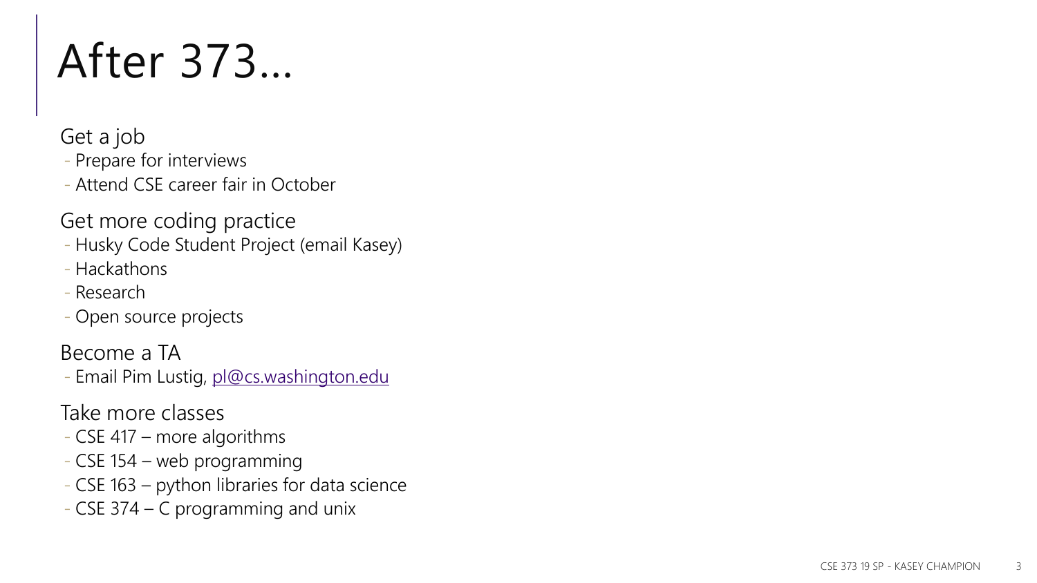# After 373…

Get a job

- Prepare for interviews
- Attend CSE career fair in October

Get more coding practice

- Husky Code Student Project (email Kasey)
- Hackathons
- Research
- Open source projects

Become a TA

- Email Pim Lustig, [pl@cs.washington.edu](mailto:pl@cs.washington.edu)

Take more classes

- CSE 417 – more algorithms
- CSE 154 – web programming
- CSE 163 – python libraries for data science
- CSE 374 – C programming and unix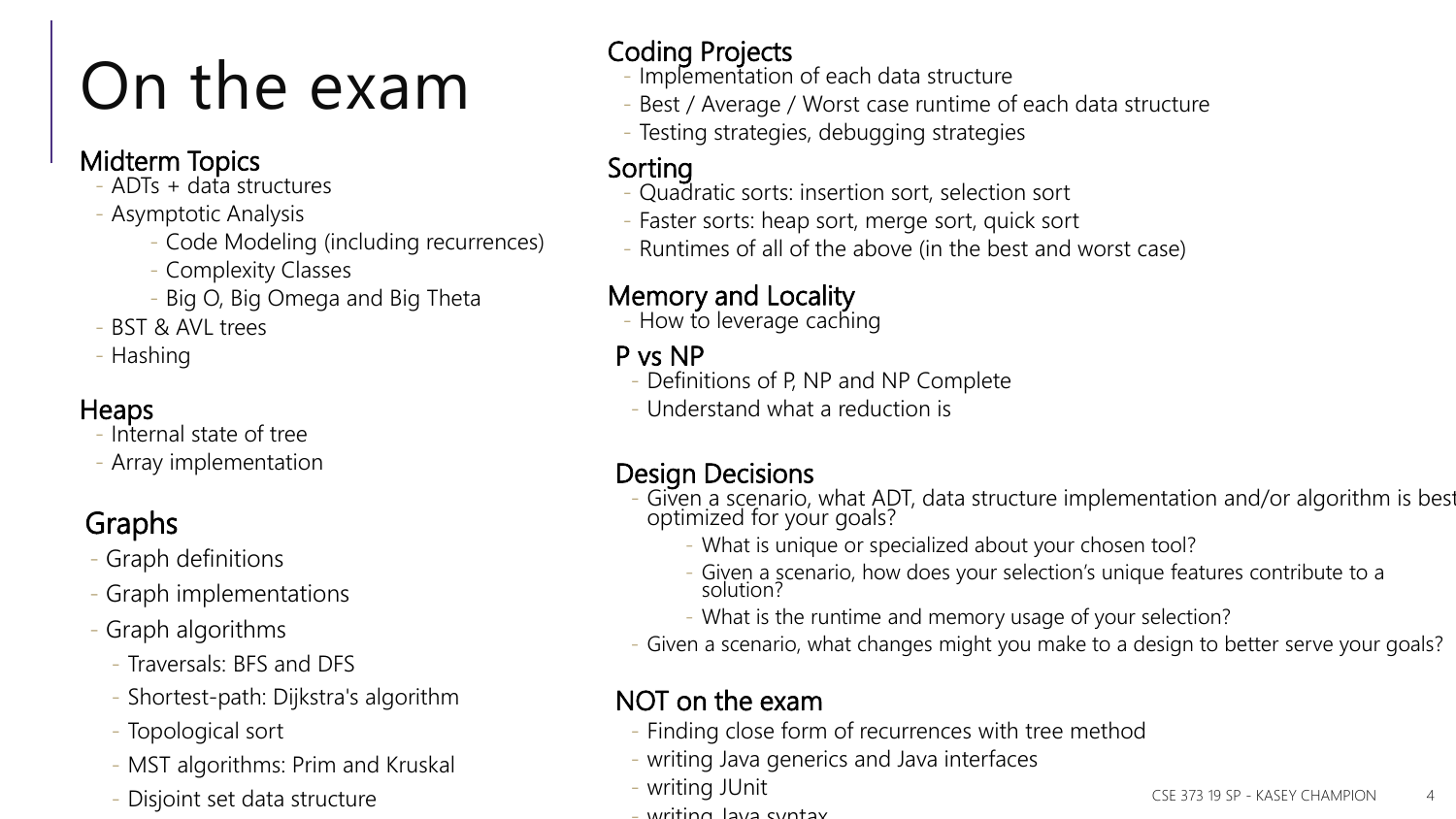# On the exam

## Midterm Topics

- ADTs + data structures
- Asymptotic Analysis
  - Code Modeling (including recurrences)
  - Complexity Classes
  - Big O, Big Omega and Big Theta
- BST & AVL trees
- Hashing

## Heaps

- Internal state of tree
- Array implementation

## Graphs

- Graph definitions
- Graph implementations
- Graph algorithms
  - Traversals: BFS and DFS
  - Shortest-path: Dijkstra's algorithm
  - Topological sort
  - MST algorithms: Prim and Kruskal
  - Disjoint set data structure

## Coding Projects

- Implementation of each data structure
- Best / Average / Worst case runtime of each data structure
- Testing strategies, debugging strategies

## Sorting

- Quadratic sorts: insertion sort, selection sort
- Faster sorts: heap sort, merge sort, quick sort
- Runtimes of all of the above (in the best and worst case)

## Memory and Locality

- How to leverage caching

## P vs NP

- Definitions of P, NP and NP Complete
- Understand what a reduction is

## Design Decisions

- Given a scenario, what ADT, data structure implementation and/or algorithm is best optimized for your goals?
  - What is unique or specialized about your chosen tool?
  - Given a scenario, how does your selection's unique features contribute to a solution?
  - What is the runtime and memory usage of your selection?
- Given a scenario, what changes might you make to a design to better serve your goals?

## NOT on the exam

- Finding close form of recurrences with tree method
- writing Java generics and Java interfaces
- writing JUnit
- writing Java syntax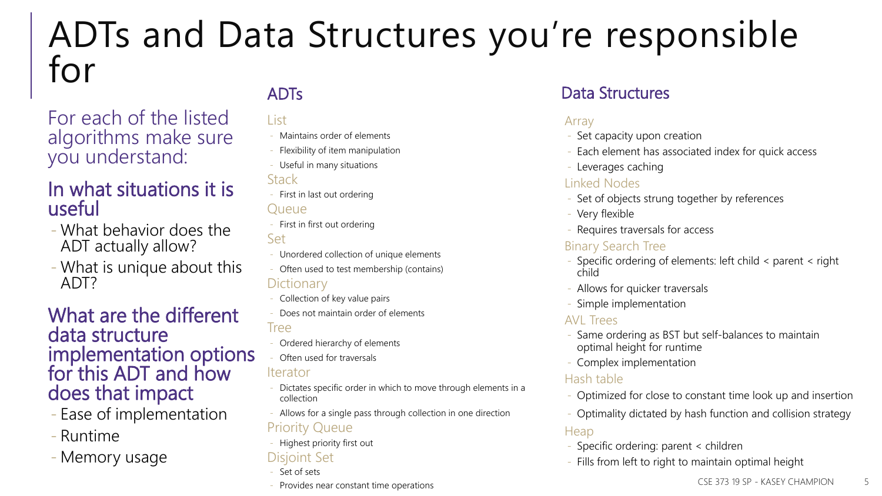# ADTs and Data Structures you're responsible for

For each of the listed algorithms make sure you understand:

### In what situations it is useful

- What behavior does the ADT actually allow?
- What is unique about this ADT?

### What are the different data structure implementation options for this ADT and how does that impact

- Ease of implementation
- Runtime
- Memory usage

## ADTs

**List**
- Maintains order of elements
- Flexibility of item manipulation
- Useful in many situations

**Stack**
- First in last out ordering

**Queue**
- First in first out ordering

**Set**
- Unordered collection of unique elements
- Often used to test membership (contains)

**Dictionary**
- Collection of key value pairs
- Does not maintain order of elements

**Tree**
- Ordered hierarchy of elements
- Often used for traversals

**Iterator**
- Dictates specific order in which to move through elements in a collection
- Allows for a single pass through collection in one direction

**Priority Queue**
- Highest priority first out

**Disjoint Set**
- Set of sets
- Provides near constant time operations

## Data Structures

**Array**
- Set capacity upon creation
- Each element has associated index for quick access
- Leverages caching

**Linked Nodes**
- Set of objects strung together by references
- Very flexible
- Requires traversals for access

**Binary Search Tree**
- Specific ordering of elements: left child < parent < right child
- Allows for quicker traversals
- Simple implementation

**AVL Trees**
- Same ordering as BST but self-balances to maintain optimal height for runtime
- Complex implementation

**Hash table**
- Optimized for close to constant time look up and insertion
- Optimality dictated by hash function and collision strategy

**Heap**
- Specific ordering: parent < children
- Fills from left to right to maintain optimal height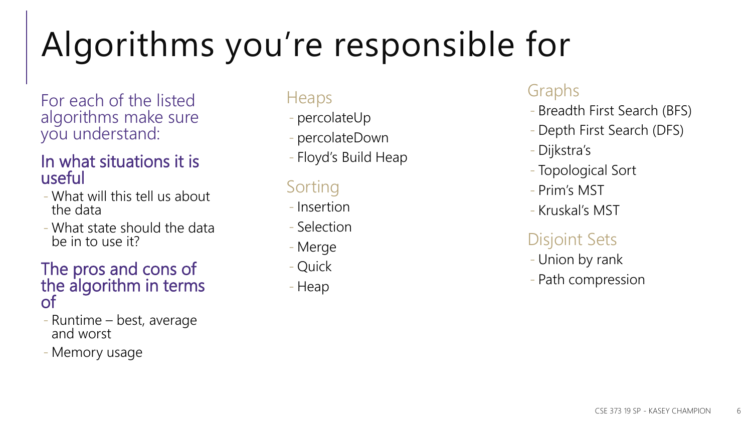# Algorithms you're responsible for

For each of the listed algorithms make sure you understand:

### In what situations it is useful

- What will this tell us about the data
- What state should the data be in to use it?

### The pros and cons of the algorithm in terms of

- Runtime – best, average and worst
- Memory usage

## Heaps

- percolateUp
- percolateDown
- Floyd's Build Heap

## Sorting

- Insertion
- Selection
- Merge
- Quick
- Heap

## Graphs

- Breadth First Search (BFS)
- Depth First Search (DFS)
- Dijkstra's
- Topological Sort
- Prim's MST
- Kruskal's MST

## Disjoint Sets

- Union by rank
- Path compression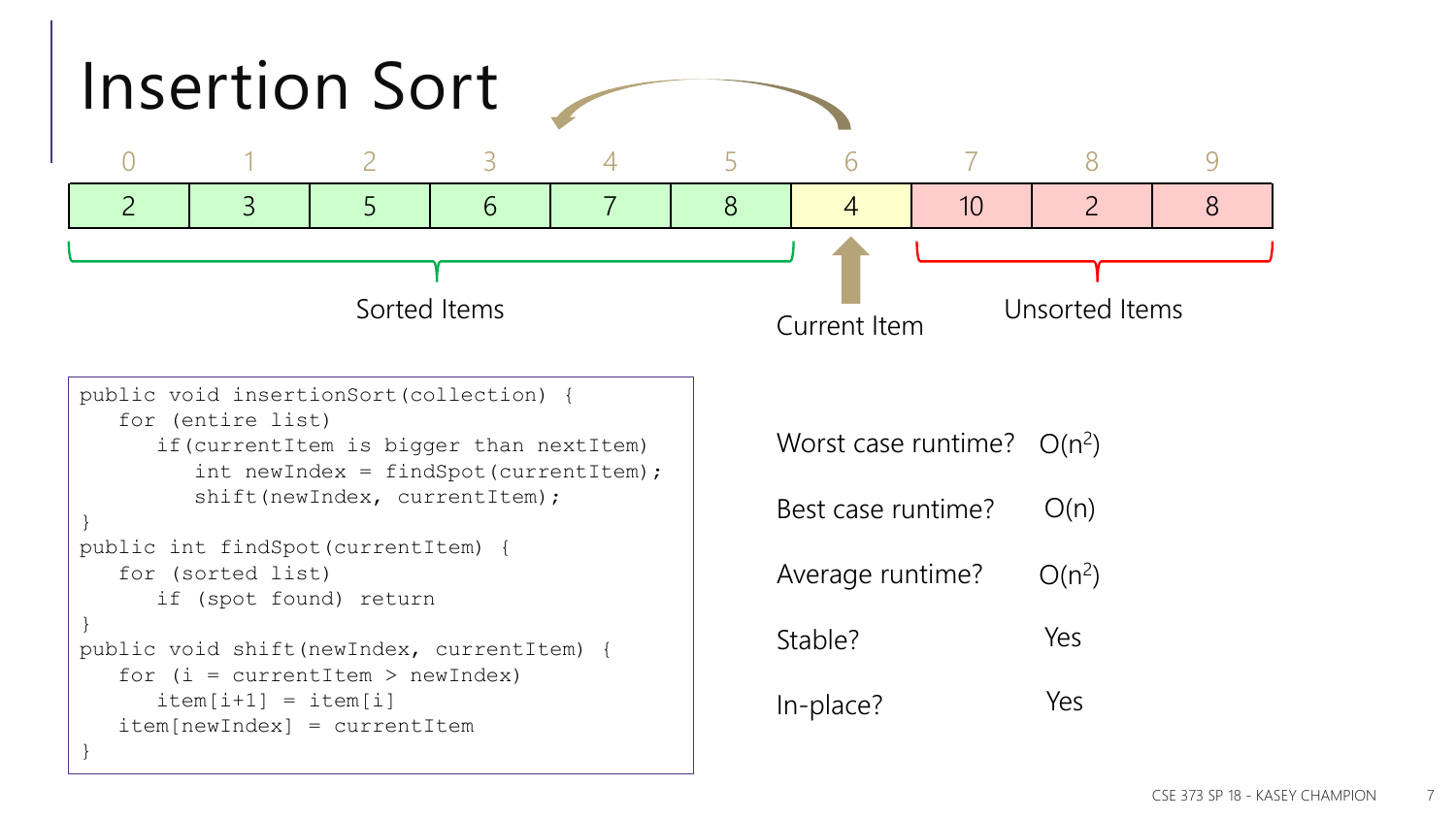# Insertion Sort

| 0 | 1 | 2 | 3 | 4 | 5 | 6 | 7 | 8 | 9 |
|---|---|---|---|---|---|---|---|---|---|
| 2 | 3 | 5 | 6 | 7 | 8 | 4 | 10 | 2 | 8 |

Sorted Items (indices 0–5) | Current Item (index 6) | Unsorted Items (indices 7–9)

```
public void insertionSort(collection) {
   for (entire list)
      if(currentItem is bigger than nextItem)
         int newIndex = findSpot(currentItem);
         shift(newIndex, currentItem);
}
public int findSpot(currentItem) {
   for (sorted list)
      if (spot found) return
}
public void shift(newIndex, currentItem) {
   for (i = currentItem > newIndex)
      item[i+1] = item[i]
   item[newIndex] = currentItem
}
```

Worst case runtime? $O(n^2)$

Best case runtime? $O(n)$

Average runtime? $O(n^2)$

Stable? Yes

In-place? Yes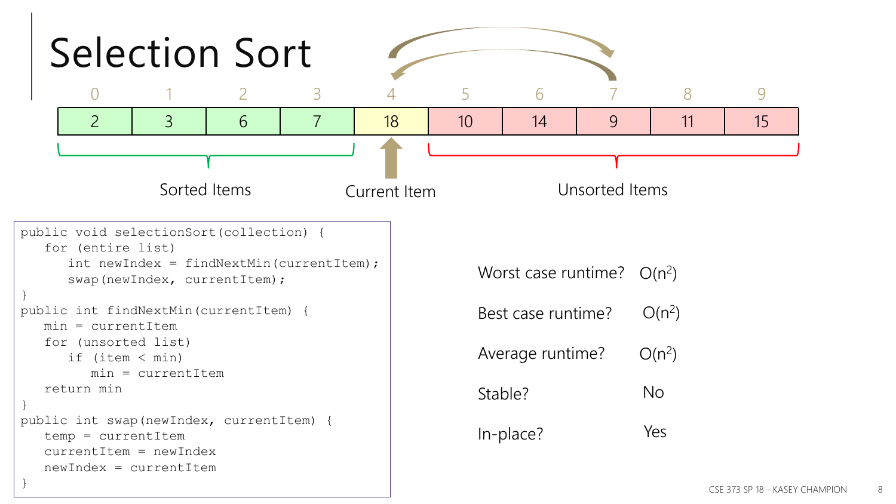# Selection Sort

| 0 | 1 | 2 | 3 | 4 | 5 | 6 | 7 | 8 | 9 |
|---|---|---|---|---|---|---|---|---|---|
| 2 | 3 | 6 | 7 | 18 | 10 | 14 | 9 | 11 | 15 |

Sorted Items (indices 0–3) — Current Item (index 4) — Unsorted Items (indices 5–9)

```
public void selectionSort(collection) {
   for (entire list)
      int newIndex = findNextMin(currentItem);
      swap(newIndex, currentItem);
}
public int findNextMin(currentItem) {
   min = currentItem
   for (unsorted list)
      if (item < min)
         min = currentItem
   return min
}
public int swap(newIndex, currentItem) {
   temp = currentItem
   currentItem = newIndex
   newIndex = currentItem
}
```

Worst case runtime? $O(n^2)$

Best case runtime? $O(n^2)$

Average runtime? $O(n^2)$

Stable? No

In-place? Yes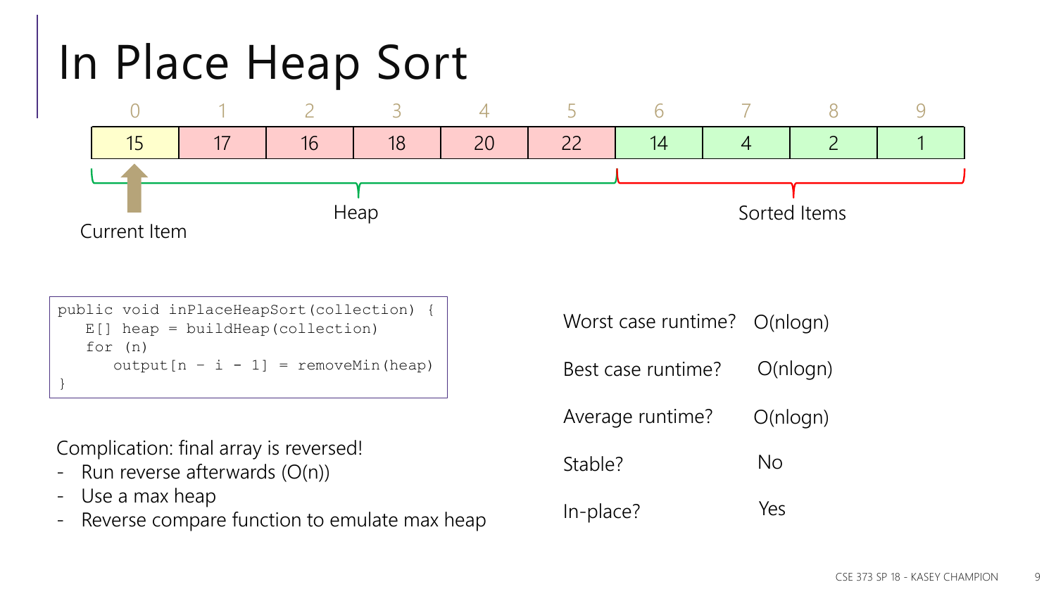# In Place Heap Sort

| 0 | 1 | 2 | 3 | 4 | 5 | 6 | 7 | 8 | 9 |
|---|---|---|---|---|---|---|---|---|---|
| 15 | 17 | 16 | 18 | 20 | 22 | 14 | 4 | 2 | 1 |

Current Item (index 0)

Heap (indices 0–5) — Sorted Items (indices 6–9)

```
public void inPlaceHeapSort(collection) {
   E[] heap = buildHeap(collection)
   for (n)
      output[n - i - 1] = removeMin(heap)
}
```

Complication: final array is reversed!
- Run reverse afterwards (O(n))
- Use a max heap
- Reverse compare function to emulate max heap

| | |
|---|---|
| Worst case runtime? | O(nlogn) |
| Best case runtime? | O(nlogn) |
| Average runtime? | O(nlogn) |
| Stable? | No |
| In-place? | Yes |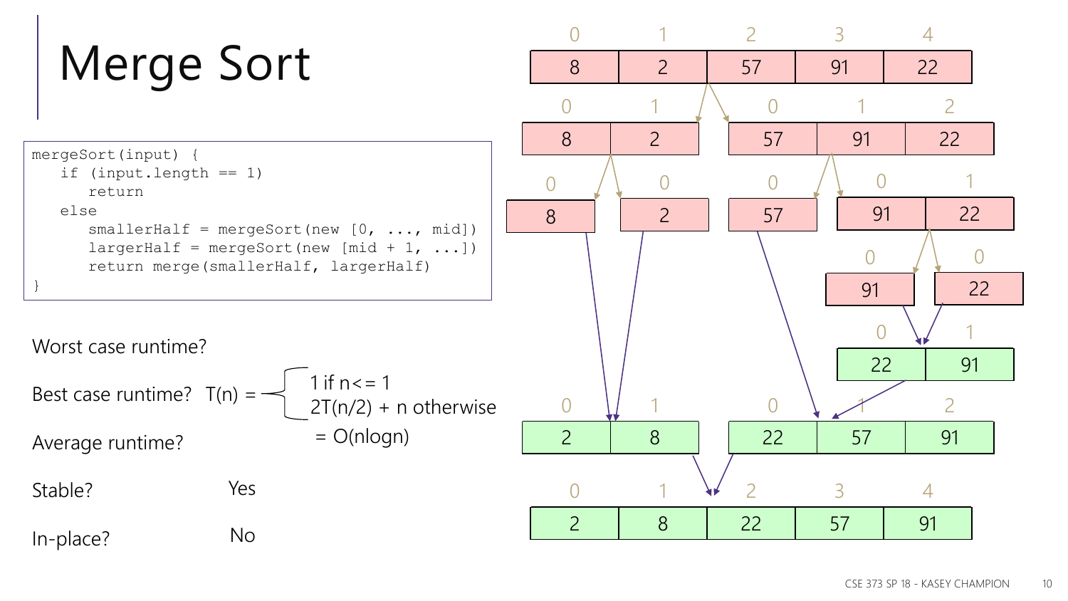# Merge Sort

```
mergeSort(input) {
   if (input.length == 1)
      return
   else
      smallerHalf = mergeSort(new [0, ..., mid])
      largerHalf = mergeSort(new [mid + 1, ...])
      return merge(smallerHalf, largerHalf)
}
```

Worst case runtime?

Best case runtime? $T(n) = \begin{cases} 1 \text{ if } n <= 1 \\ 2T(n/2) + n \text{ otherwise} \end{cases}$

$= O(n\log n)$

Average runtime?

Stable? Yes

In-place? No

| 0 | 1 | 2 | 3 | 4 |
|---|---|---|---|---|
| 8 | 2 | 57 | 91 | 22 |

| 0 | 1 |
|---|---|
| 8 | 2 |

| 0 | 1 | 2 |
|---|---|---|
| 57 | 91 | 22 |

| 0 |
|---|
| 8 |

| 0 |
|---|
| 2 |

| 0 |
|---|
| 57 |

| 0 | 1 |
|---|---|
| 91 | 22 |

| 0 |
|---|
| 91 |

| 0 |
|---|
| 22 |

| 0 | 1 |
|---|---|
| 22 | 91 |

| 0 | 1 |
|---|---|
| 2 | 8 |

| 0 | 1 | 2 |
|---|---|---|
| 22 | 57 | 91 |

| 0 | 1 | 2 | 3 | 4 |
|---|---|---|---|---|
| 2 | 8 | 22 | 57 | 91 |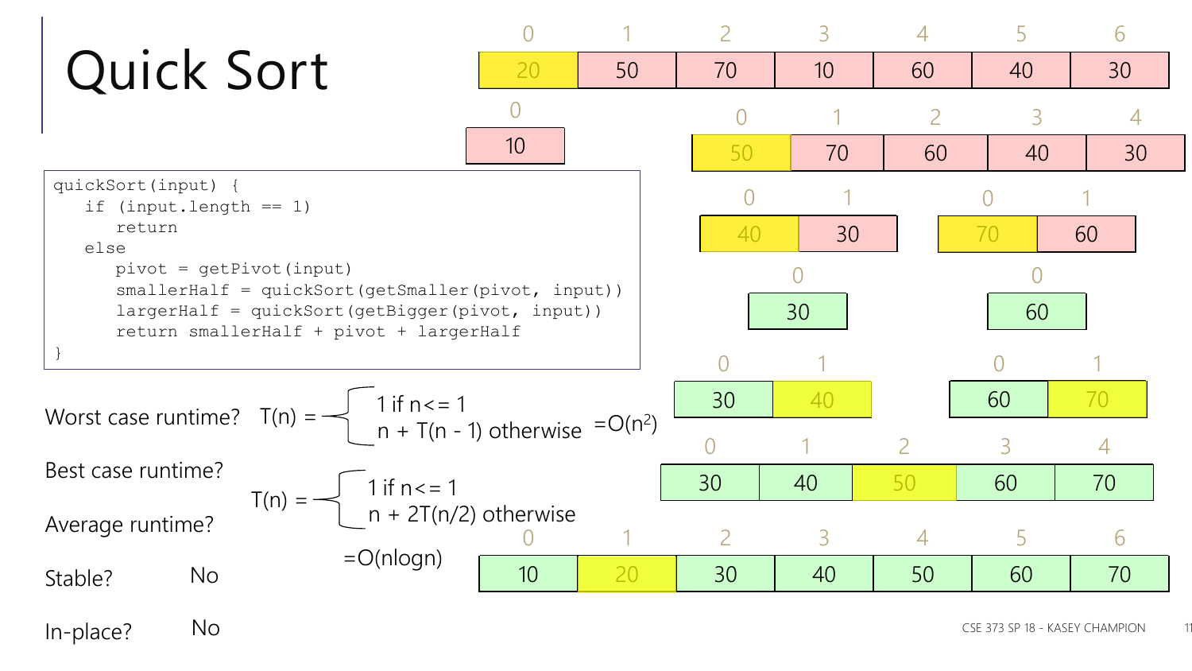# Quick Sort

```
quickSort(input) {
   if (input.length == 1)
      return
   else
      pivot = getPivot(input)
      smallerHalf = quickSort(getSmaller(pivot, input))
      largerHalf = quickSort(getBigger(pivot, input))
      return smallerHalf + pivot + largerHalf
}
```

| 0 | 1 | 2 | 3 | 4 | 5 | 6 |
|---|---|---|---|---|---|---|
| 20 | 50 | 70 | 10 | 60 | 40 | 30 |

| 0 |
|---|
| 10 |

| 0 | 1 | 2 | 3 | 4 |
|---|---|---|---|---|
| 50 | 70 | 60 | 40 | 30 |

| 0 | 1 |
|---|---|
| 40 | 30 |

| 0 | 1 |
|---|---|
| 70 | 60 |

| 0 |
|---|
| 30 |

| 0 |
|---|
| 60 |

| 0 | 1 |
|---|---|
| 30 | 40 |

| 0 | 1 |
|---|---|
| 60 | 70 |

| 0 | 1 | 2 | 3 | 4 |
|---|---|---|---|---|
| 30 | 40 | 50 | 60 | 70 |

| 0 | 1 | 2 | 3 | 4 | 5 | 6 |
|---|---|---|---|---|---|---|
| 10 | 20 | 30 | 40 | 50 | 60 | 70 |

Worst case runtime? 
$$T(n) = \begin{cases} 1 \text{ if } n <= 1 \\ n + T(n-1) \text{ otherwise} \end{cases} = O(n^2)$$

Best case runtime?

Average runtime?

$$T(n) = \begin{cases} 1 \text{ if } n <= 1 \\ n + 2T(n/2) \text{ otherwise} \end{cases}$$

$= O(n \log n)$

Stable? No

In-place? No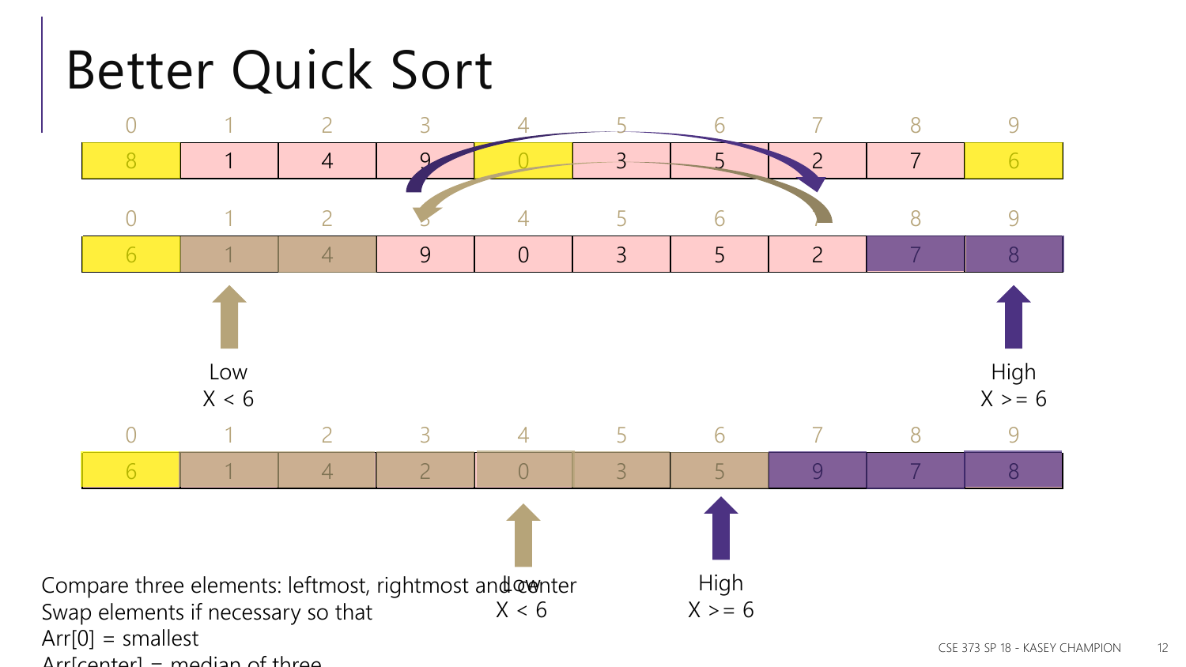# Better Quick Sort

| 0 | 1 | 2 | 3 | 4 | 5 | 6 | 7 | 8 | 9 |
|---|---|---|---|---|---|---|---|---|---|
| 8 | 1 | 4 | 9 | 0 | 3 | 5 | 2 | 7 | 6 |

| 0 | 1 | 2 | 3 | 4 | 5 | 6 | 7 | 8 | 9 |
|---|---|---|---|---|---|---|---|---|---|
| 6 | 1 | 4 | 9 | 0 | 3 | 5 | 2 | 7 | 8 |

Low
X < 6

High
X >= 6

| 0 | 1 | 2 | 3 | 4 | 5 | 6 | 7 | 8 | 9 |
|---|---|---|---|---|---|---|---|---|---|
| 6 | 1 | 4 | 2 | 0 | 3 | 5 | 9 | 7 | 8 |

Low
X < 6

High
X >= 6

Compare three elements: leftmost, rightmost and center
Swap elements if necessary so that
Arr[0] = smallest
Arr[center] = median of three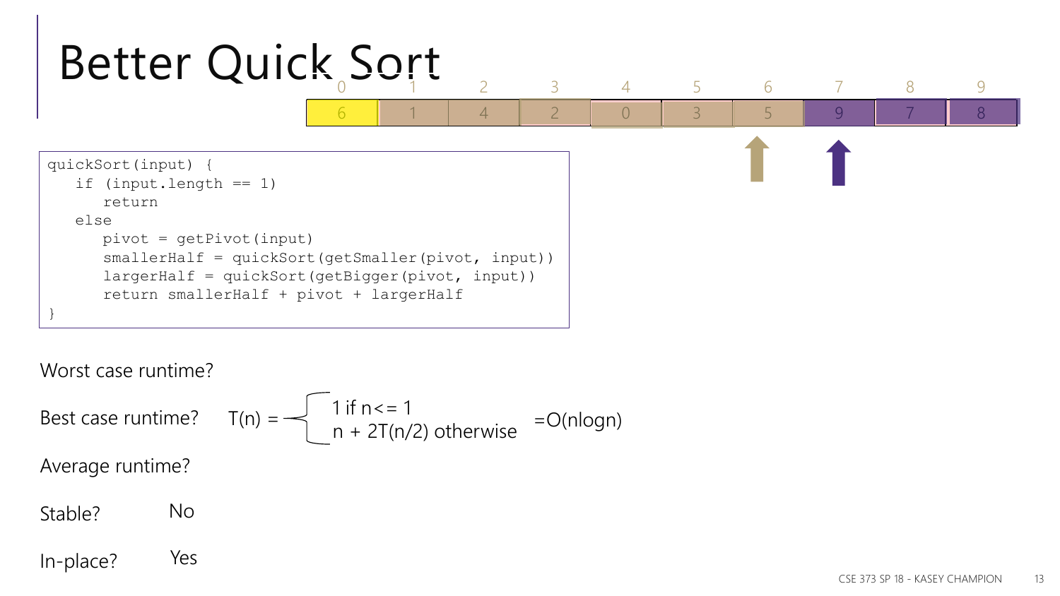# Better Quick Sort

| 0 | 1 | 2 | 3 | 4 | 5 | 6 | 7 | 8 | 9 |
|---|---|---|---|---|---|---|---|---|---|
| 6 | 1 | 4 | 2 | 0 | 3 | 5 | 9 | 7 | 8 |

```
quickSort(input) {
   if (input.length == 1)
      return
   else
      pivot = getPivot(input)
      smallerHalf = quickSort(getSmaller(pivot, input))
      largerHalf = quickSort(getBigger(pivot, input))
      return smallerHalf + pivot + largerHalf
}
```

Worst case runtime?

Best case runtime? $T(n) = \begin{cases} 1 \text{ if } n <= 1 \\ n + 2T(n/2) \text{ otherwise} \end{cases} = O(n \log n)$

Average runtime?

Stable? No

In-place? Yes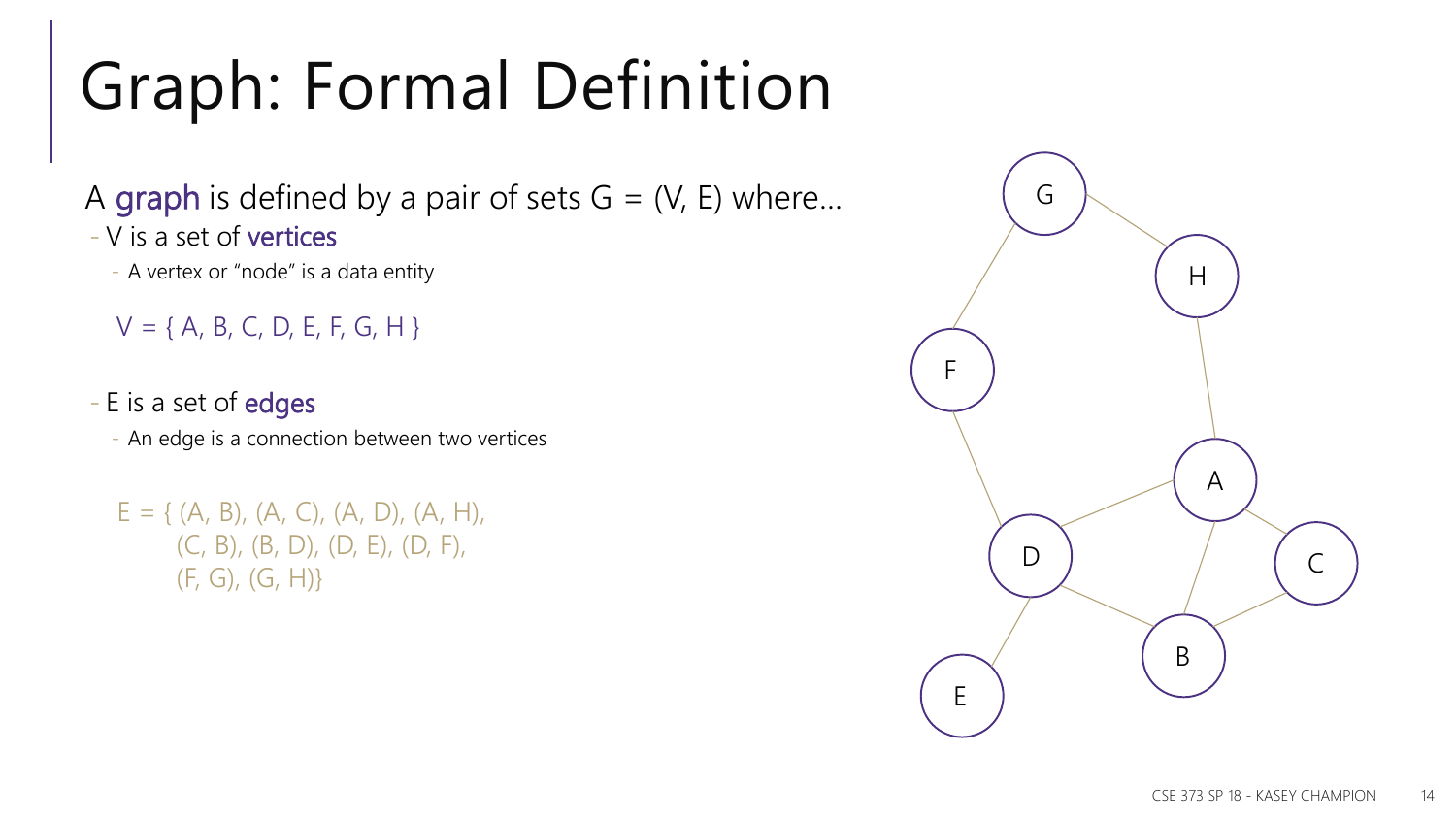# Graph: Formal Definition

A graph is defined by a pair of sets G = (V, E) where…

- V is a set of vertices
  - A vertex or "node" is a data entity

  V = { A, B, C, D, E, F, G, H }

- E is a set of edges
  - An edge is a connection between two vertices

  E = { (A, B), (A, C), (A, D), (A, H),
  (C, B), (B, D), (D, E), (D, F),
  (F, G), (G, H)}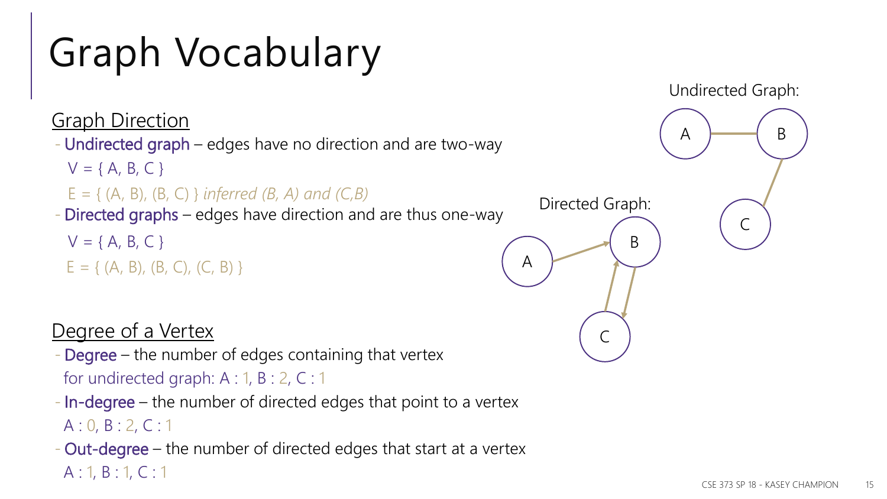# Graph Vocabulary

## Graph Direction

- **Undirected graph** – edges have no direction and are two-way
  
  V = { A, B, C }
  
  E = { (A, B), (B, C) } *inferred (B, A) and (C,B)*

- **Directed graphs** – edges have direction and are thus one-way
  
  V = { A, B, C }
  
  E = { (A, B), (B, C), (C, B) }

Undirected Graph:

Directed Graph:

## Degree of a Vertex

- **Degree** – the number of edges containing that vertex
  
  for undirected graph: A : 1, B : 2, C : 1

- **In-degree** – the number of directed edges that point to a vertex
  
  A : 0, B : 2, C : 1

- **Out-degree** – the number of directed edges that start at a vertex
  
  A : 1, B : 1, C : 1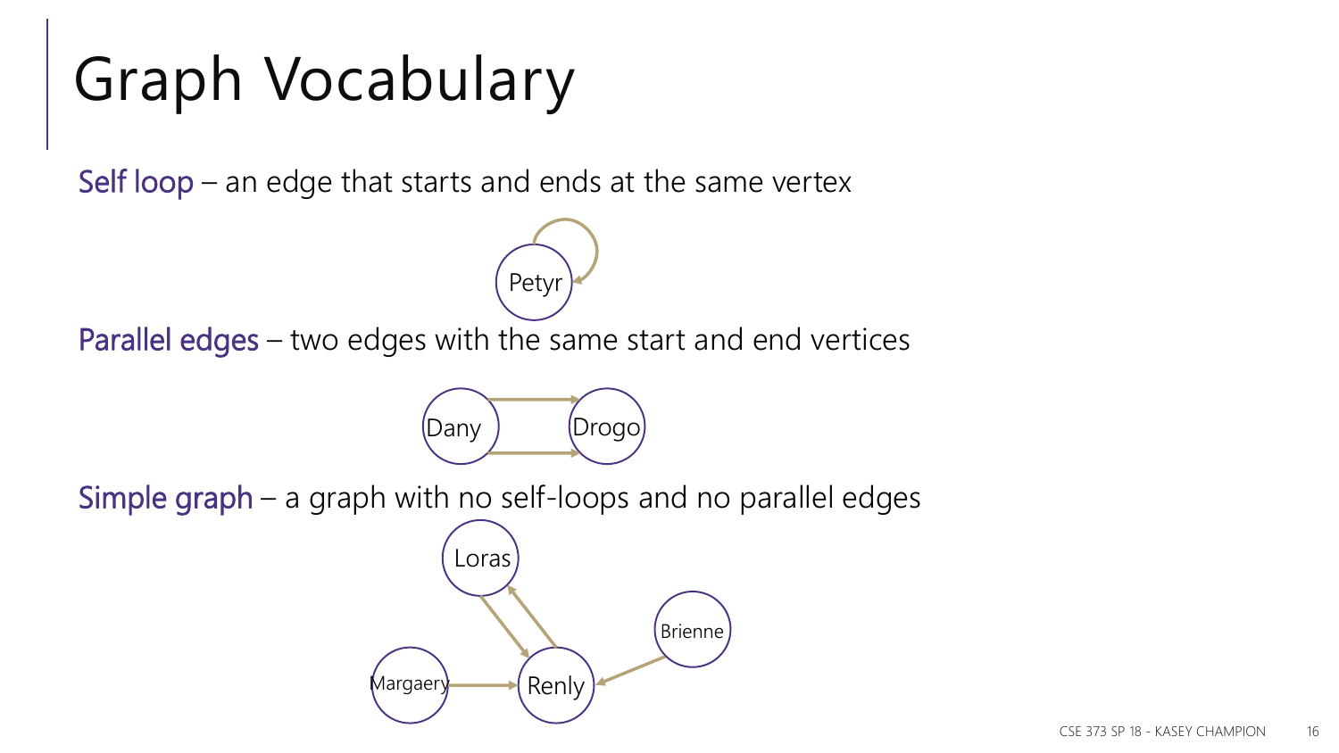# Graph Vocabulary

**Self loop** – an edge that starts and ends at the same vertex

Petyr

**Parallel edges** – two edges with the same start and end vertices

Dany Drogo

**Simple graph** – a graph with no self-loops and no parallel edges

Loras

Brienne

Margaery Renly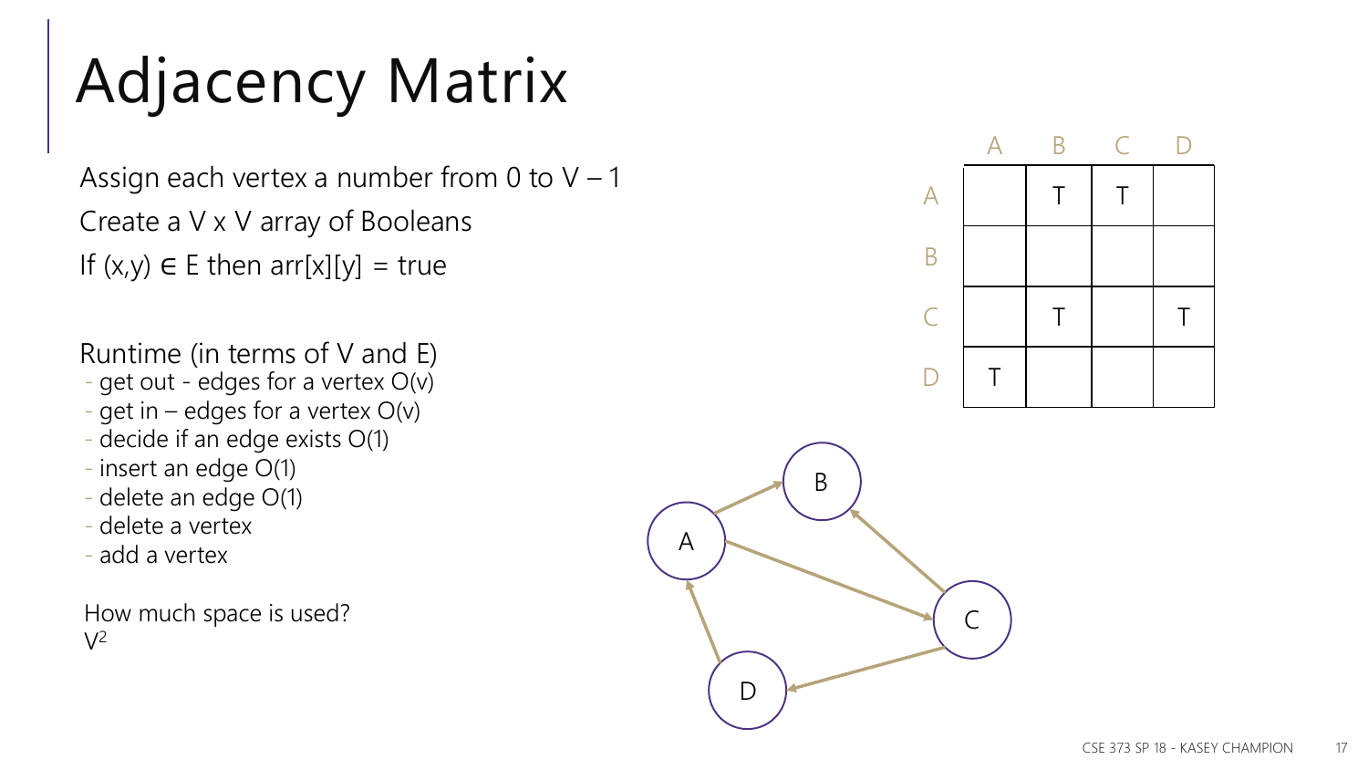# Adjacency Matrix

Assign each vertex a number from 0 to V – 1

Create a V x V array of Booleans

If (x,y) ∈ E then arr[x][y] = true

Runtime (in terms of V and E)

- get out - edges for a vertex O(v)
- get in – edges for a vertex O(v)
- decide if an edge exists O(1)
- insert an edge O(1)
- delete an edge O(1)
- delete a vertex
- add a vertex

How much space is used?

$V^2$

| | A | B | C | D |
|---|---|---|---|---|
| A | | T | T | |
| B | | | | |
| C | | T | | T |
| D | T | | | |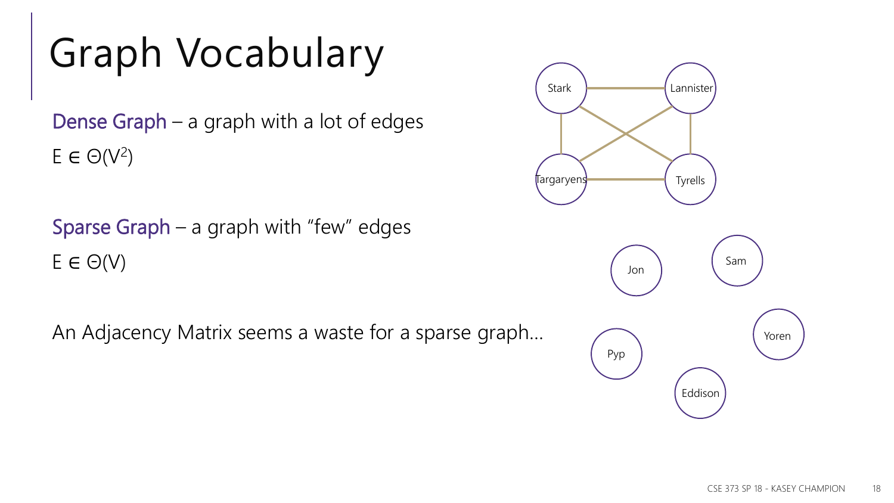# Graph Vocabulary

Dense Graph – a graph with a lot of edges

$E \in \Theta(V^2)$

Sparse Graph – a graph with "few" edges

$E \in \Theta(V)$

An Adjacency Matrix seems a waste for a sparse graph…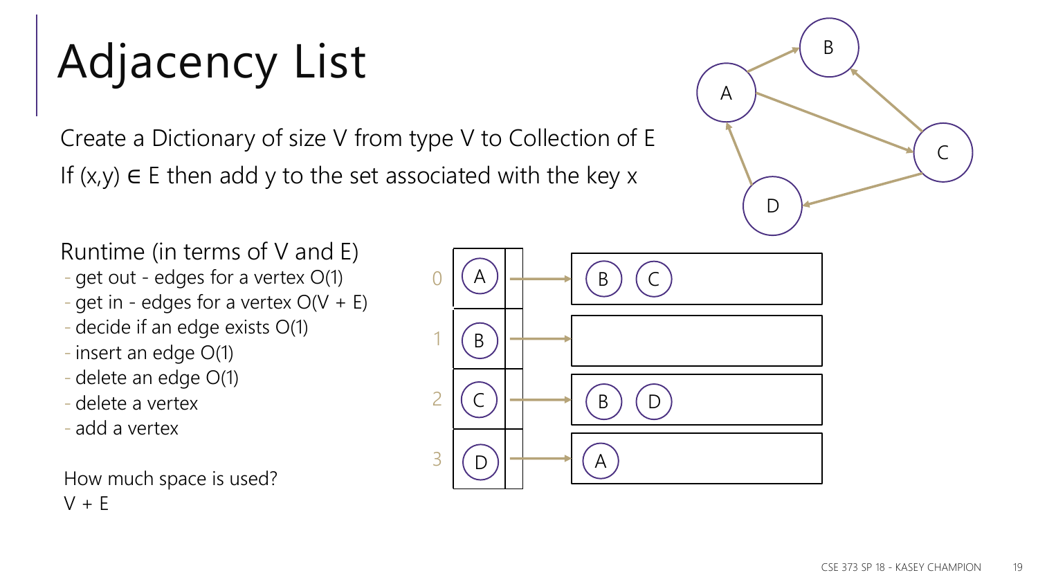# Adjacency List

Create a Dictionary of size V from type V to Collection of E

If (x,y) ∈ E then add y to the set associated with the key x

Runtime (in terms of V and E)

- get out - edges for a vertex O(1)
- get in - edges for a vertex O(V + E)
- decide if an edge exists O(1)
- insert an edge O(1)
- delete an edge O(1)
- delete a vertex
- add a vertex

How much space is used?

V + E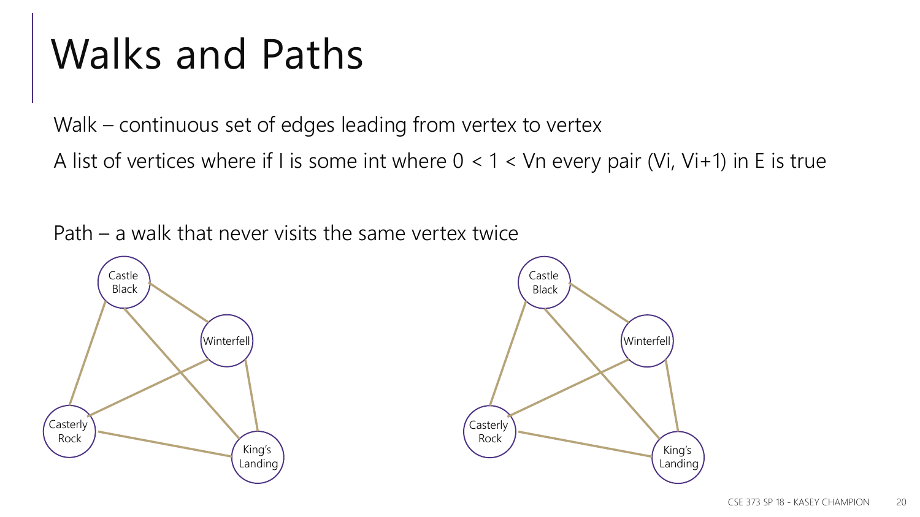# Walks and Paths

Walk – continuous set of edges leading from vertex to vertex

A list of vertices where if I is some int where 0 < 1 < Vn every pair (Vi, Vi+1) in E is true

Path – a walk that never visits the same vertex twice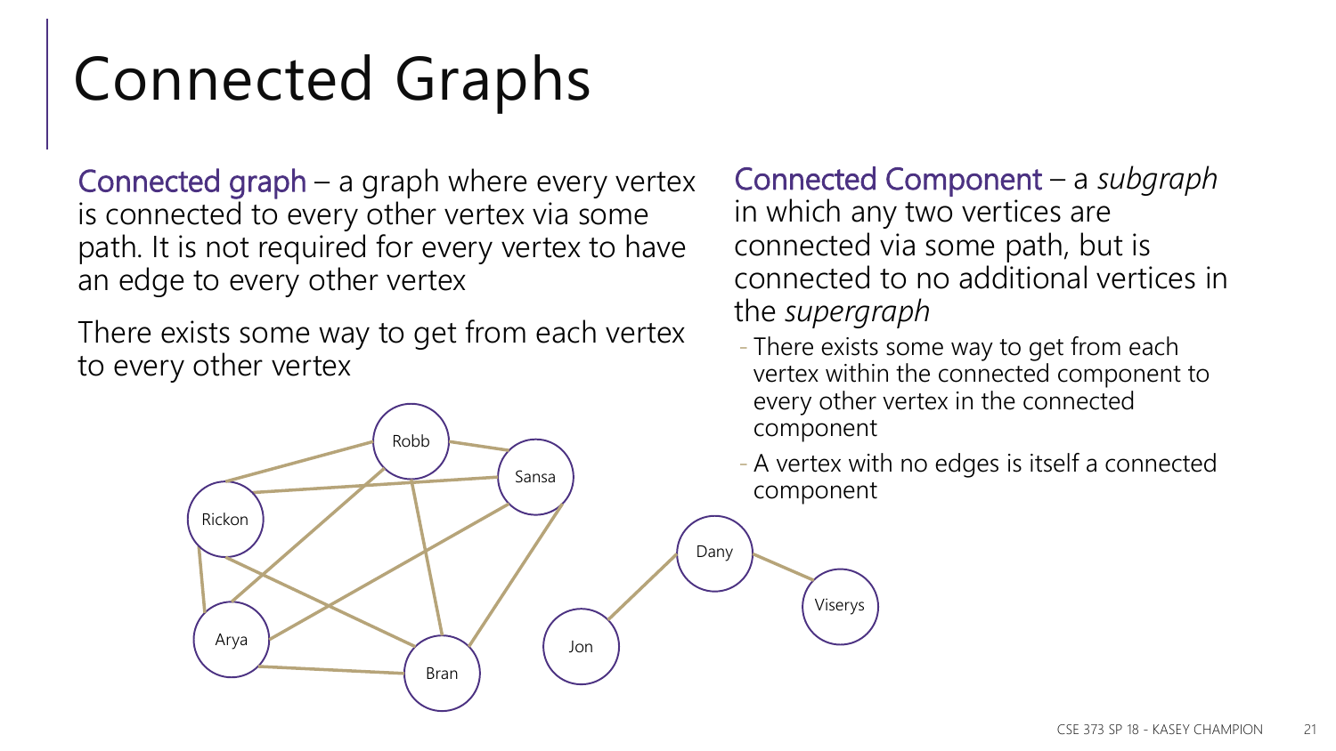# Connected Graphs

**Connected graph** – a graph where every vertex is connected to every other vertex via some path. It is not required for every vertex to have an edge to every other vertex

There exists some way to get from each vertex to every other vertex

**Connected Component** – a *subgraph* in which any two vertices are connected via some path, but is connected to no additional vertices in the *supergraph*

- There exists some way to get from each vertex within the connected component to every other vertex in the connected component
- A vertex with no edges is itself a connected component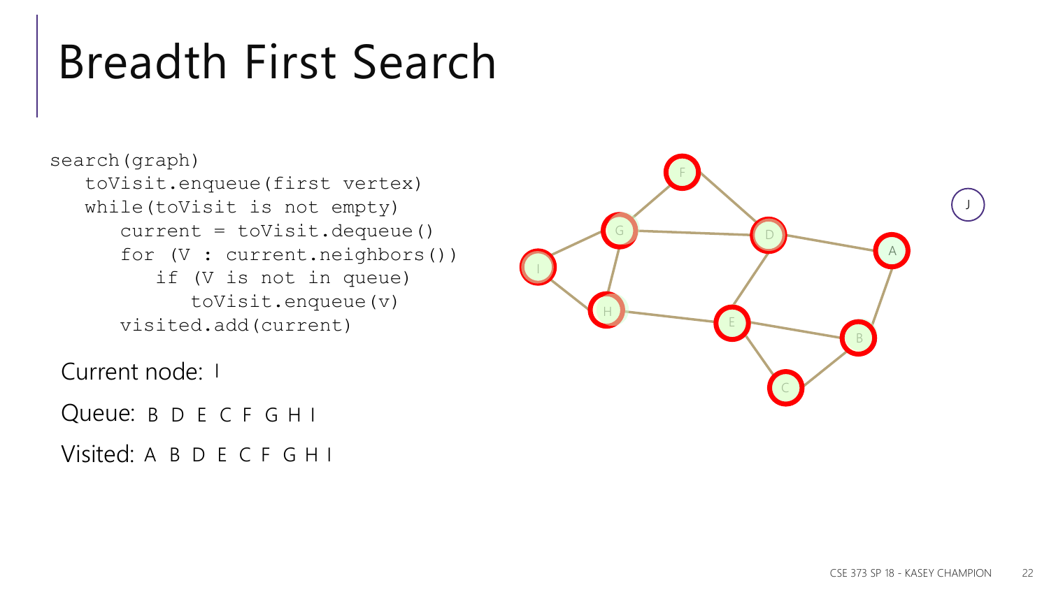# Breadth First Search

```
search(graph)
   toVisit.enqueue(first vertex)
   while(toVisit is not empty)
      current = toVisit.dequeue()
      for (V : current.neighbors())
         if (V is not in queue)
            toVisit.enqueue(v)
      visited.add(current)
```

Current node: I

Queue: B D E C F G H I

Visited: A B D E C F G H I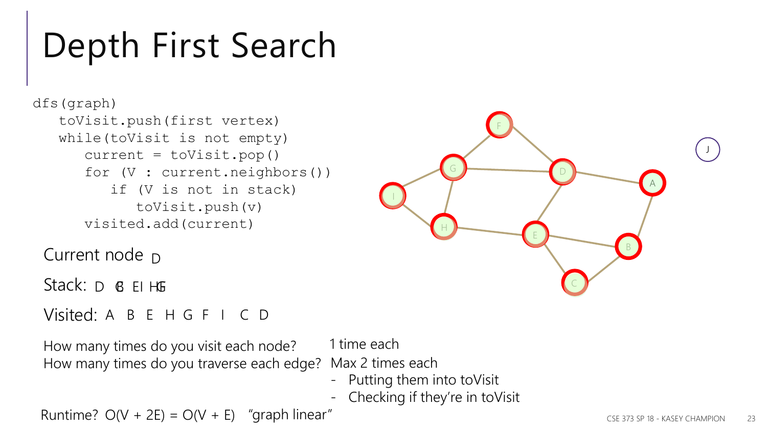# Depth First Search

```
dfs(graph)
   toVisit.push(first vertex)
   while(toVisit is not empty)
      current = toVisit.pop()
      for (V : current.neighbors())
         if (V is not in stack)
            toVisit.push(v)
      visited.add(current)
```

Current node D

Stack: D C B E I H G F

Visited: A B E H G F I C D

How many times do you visit each node? 1 time each

How many times do you traverse each edge? Max 2 times each

- Putting them into toVisit
- Checking if they're in toVisit

Runtime? O(V + 2E) = O(V + E) "graph linear"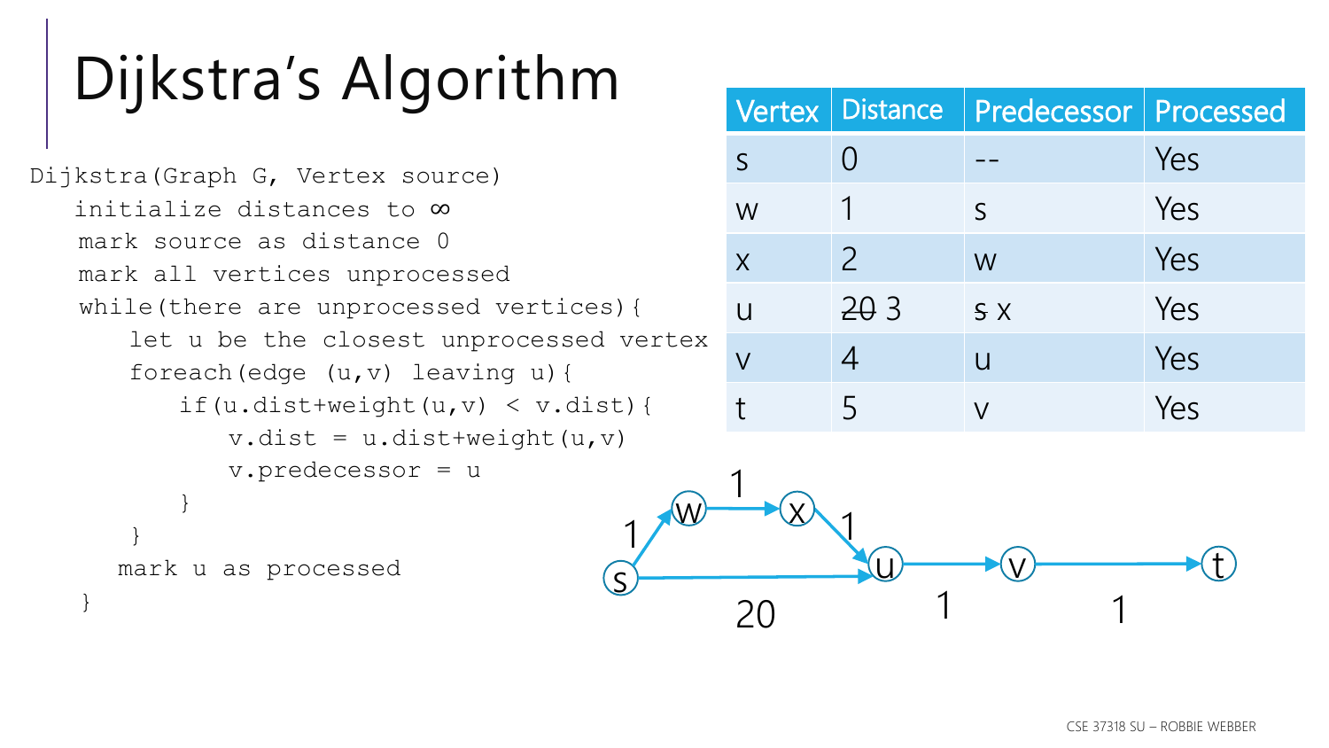# Dijkstra's Algorithm

```
Dijkstra(Graph G, Vertex source)
   initialize distances to ∞
   mark source as distance 0
   mark all vertices unprocessed
   while(there are unprocessed vertices){
      let u be the closest unprocessed vertex
      foreach(edge (u,v) leaving u){
         if(u.dist+weight(u,v) < v.dist){
            v.dist = u.dist+weight(u,v)
            v.predecessor = u
         }
      }
     mark u as processed
   }
```

| Vertex | Distance | Predecessor | Processed |
| --- | --- | --- | --- |
| s | 0 | -- | Yes |
| w | 1 | s | Yes |
| x | 2 | w | Yes |
| u | ~~20~~ 3 | ~~s~~ x | Yes |
| v | 4 | u | Yes |
| t | 5 | v | Yes |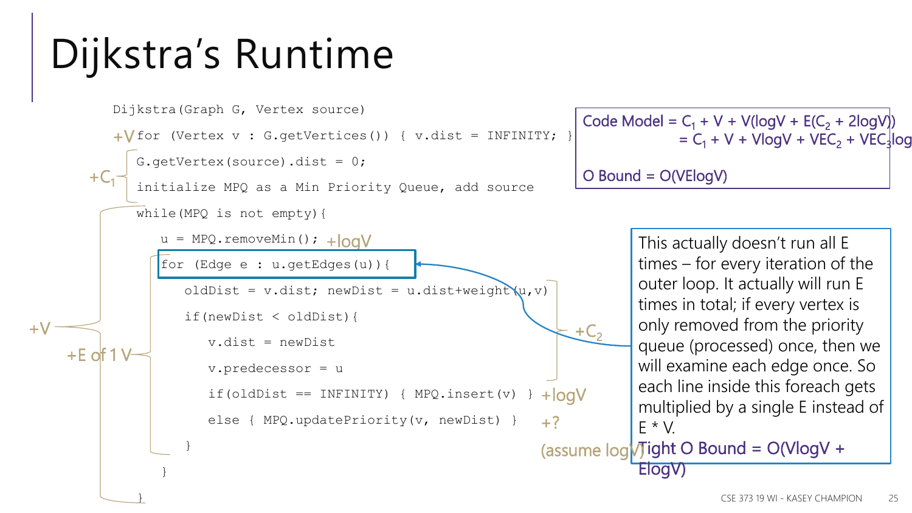# Dijkstra's Runtime

```
Dijkstra(Graph G, Vertex source)
  for (Vertex v : G.getVertices()) { v.dist = INFINITY; }     +V
  G.getVertex(source).dist = 0;                                 +C1
  initialize MPQ as a Min Priority Queue, add source
  while(MPQ is not empty){                                      +V
    u = MPQ.removeMin();                                        +logV
    for (Edge e : u.getEdges(u)){                               +E of 1 V
      oldDist = v.dist; newDist = u.dist+weight(u,v)            +C2
      if(newDist < oldDist){
        v.dist = newDist
        v.predecessor = u
        if(oldDist == INFINITY) { MPQ.insert(v) }               +logV
        else { MPQ.updatePriority(v, newDist) }                 +? (assume logV)
      }
    }
  }
```

Code Model = $C_1 + V + V(\log V + E(C_2 + 2\log V))$

$= C_1 + V + V\log V + VEC_2 + VEC_3\log$

O Bound = $O(VE\log V)$

This actually doesn't run all E times – for every iteration of the outer loop. It actually will run E times in total; if every vertex is only removed from the priority queue (processed) once, then we will examine each edge once. So each line inside this foreach gets multiplied by a single E instead of E * V.

Tight O Bound = $O(V\log V + E\log V)$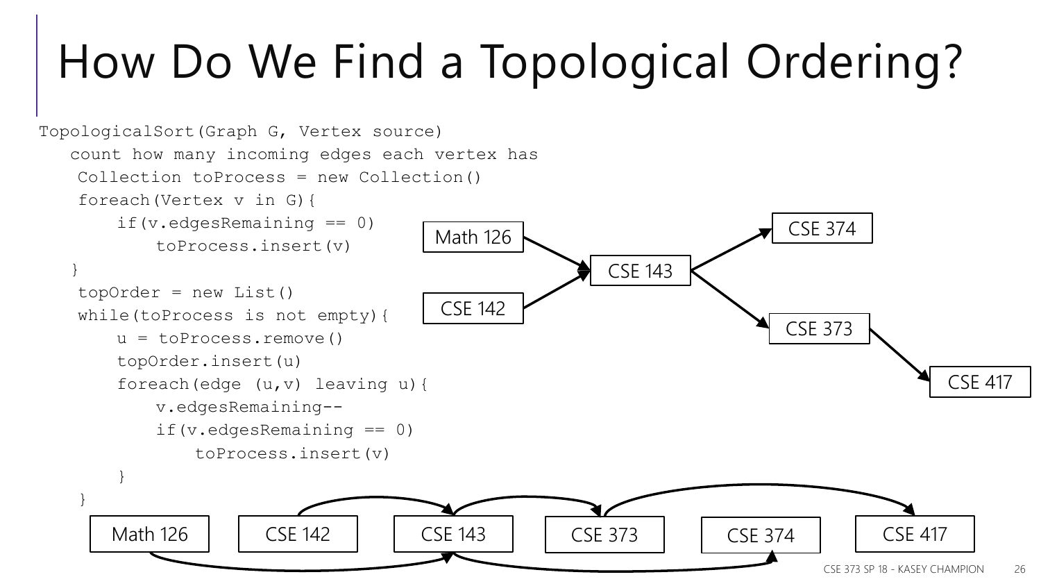# How Do We Find a Topological Ordering?

```
TopologicalSort(Graph G, Vertex source)
   count how many incoming edges each vertex has
    Collection toProcess = new Collection()
    foreach(Vertex v in G){
        if(v.edgesRemaining == 0)
            toProcess.insert(v)
   }
    topOrder = new List()
    while(toProcess is not empty){
        u = toProcess.remove()
        topOrder.insert(u)
        foreach(edge (u,v) leaving u){
            v.edgesRemaining--
            if(v.edgesRemaining == 0)
                toProcess.insert(v)
        }
    }
```

Math 126 → CSE 143
CSE 142 → CSE 143
CSE 143 → CSE 374
CSE 143 → CSE 373
CSE 373 → CSE 417

Math 126 | CSE 142 | CSE 143 | CSE 373 | CSE 374 | CSE 417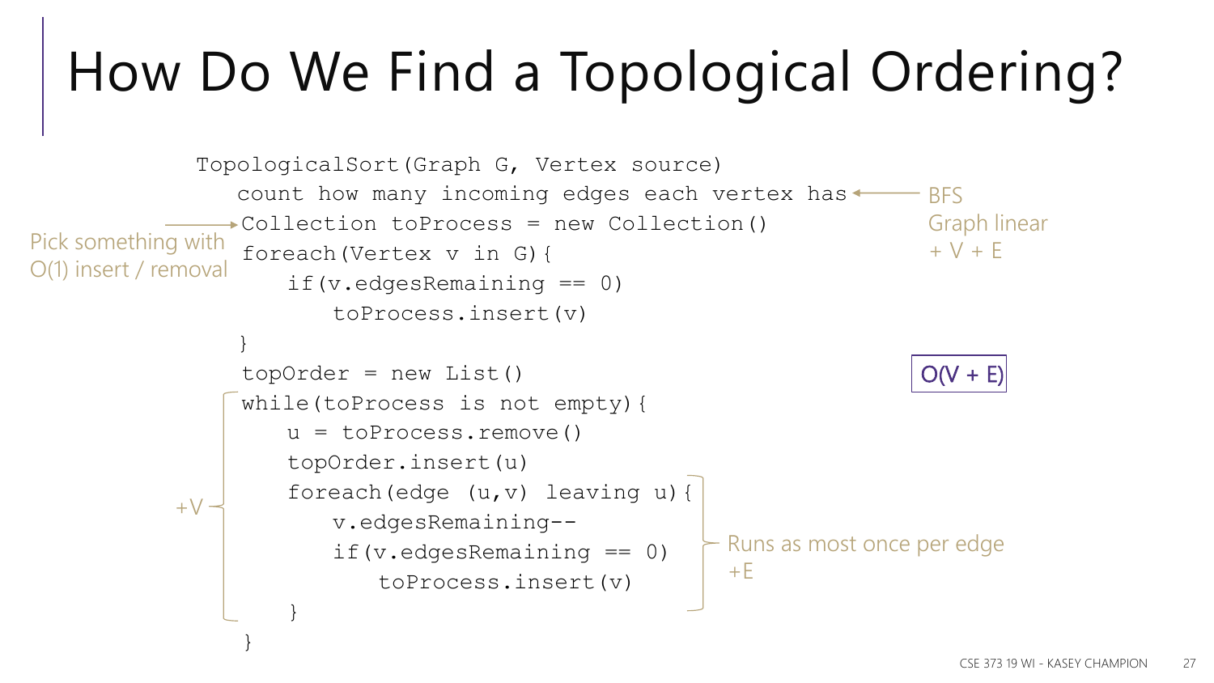# How Do We Find a Topological Ordering?

```
TopologicalSort(Graph G, Vertex source)
   count how many incoming edges each vertex has
   Collection toProcess = new Collection()
   foreach(Vertex v in G){
      if(v.edgesRemaining == 0)
         toProcess.insert(v)
   }
   topOrder = new List()
   while(toProcess is not empty){
      u = toProcess.remove()
      topOrder.insert(u)
      foreach(edge (u,v) leaving u){
         v.edgesRemaining--
         if(v.edgesRemaining == 0)
            toProcess.insert(v)
      }
   }
```

- Counting incoming edges: BFS, Graph linear, +V + E
- Collection: Pick something with O(1) insert / removal
- While loop: +V
- Inner foreach loop: Runs as most once per edge, +E

**Total: O(V + E)**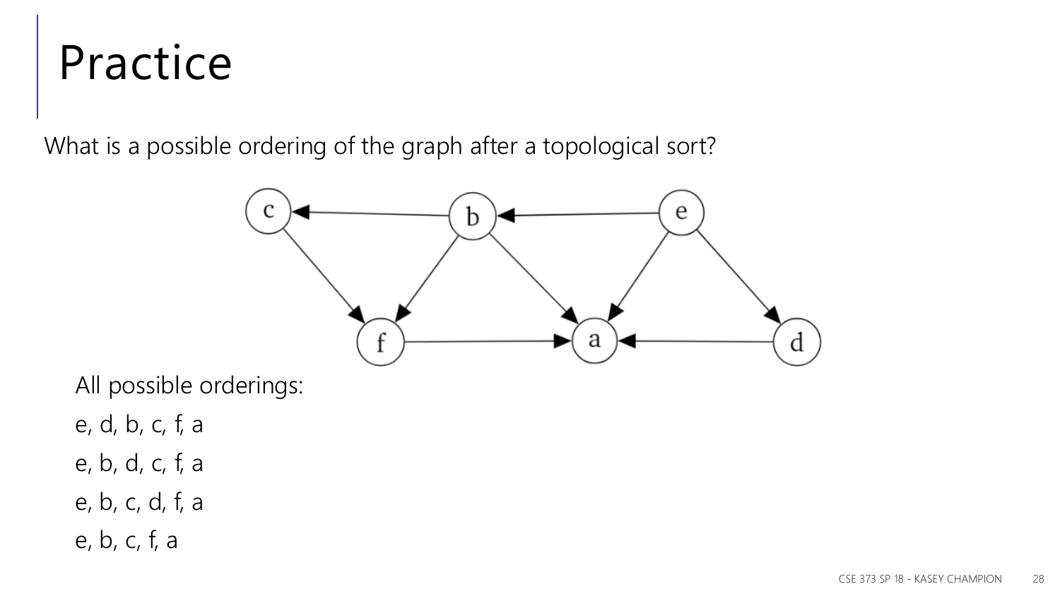# Practice

What is a possible ordering of the graph after a topological sort?

All possible orderings:

e, d, b, c, f, a

e, b, d, c, f, a

e, b, c, d, f, a

e, b, c, f, a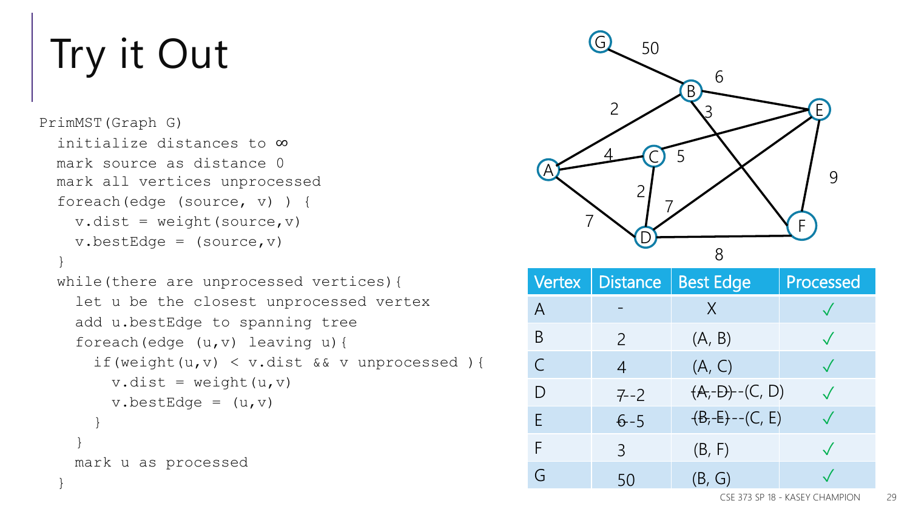# Try it Out

```
PrimMST(Graph G)
  initialize distances to ∞
  mark source as distance 0
  mark all vertices unprocessed
  foreach(edge (source, v) ) {
    v.dist = weight(source,v)
    v.bestEdge = (source,v)
  }
  while(there are unprocessed vertices){
    let u be the closest unprocessed vertex
    add u.bestEdge to spanning tree
    foreach(edge (u,v) leaving u){
      if(weight(u,v) < v.dist && v unprocessed ){
        v.dist = weight(u,v)
        v.bestEdge = (u,v)
      }
    }
    mark u as processed
  }
```

| Vertex | Distance | Best Edge | Processed |
|---|---|---|---|
| A | - | X | ✓ |
| B | 2 | (A, B) | ✓ |
| C | 4 | (A, C) | ✓ |
| D | ~~7~~ 2 | ~~(A, D)~~ (C, D) | ✓ |
| E | ~~6~~ 5 | ~~(B, E)~~ (C, E) | ✓ |
| F | 3 | (B, F) | ✓ |
| G | 50 | (B, G) | ✓ |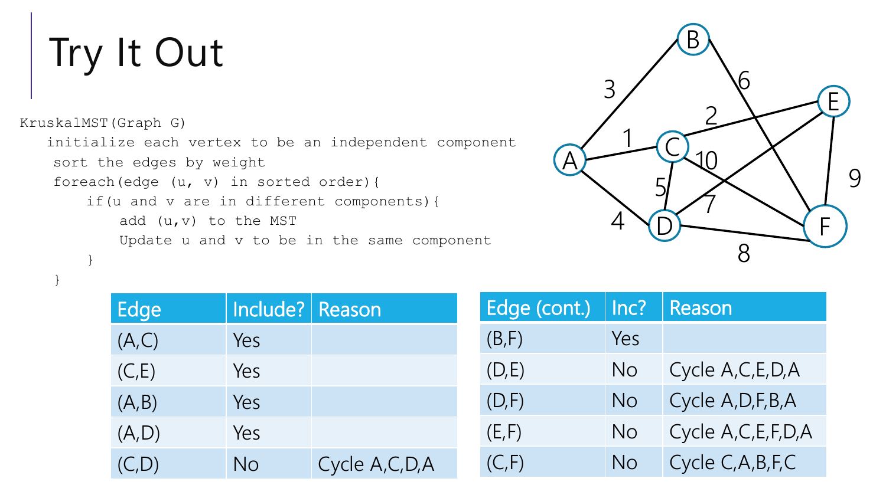# Try It Out

```
KruskalMST(Graph G)
   initialize each vertex to be an independent component
    sort the edges by weight
    foreach(edge (u, v) in sorted order){
        if(u and v are in different components){
            add (u,v) to the MST
            Update u and v to be in the same component
        }
    }
```

| Edge | Include? | Reason |
| --- | --- | --- |
| (A,C) | Yes | |
| (C,E) | Yes | |
| (A,B) | Yes | |
| (A,D) | Yes | |
| (C,D) | No | Cycle A,C,D,A |

| Edge (cont.) | Inc? | Reason |
| --- | --- | --- |
| (B,F) | Yes | |
| (D,E) | No | Cycle A,C,E,D,A |
| (D,F) | No | Cycle A,D,F,B,A |
| (E,F) | No | Cycle A,C,E,F,D,A |
| (C,F) | No | Cycle C,A,B,F,C |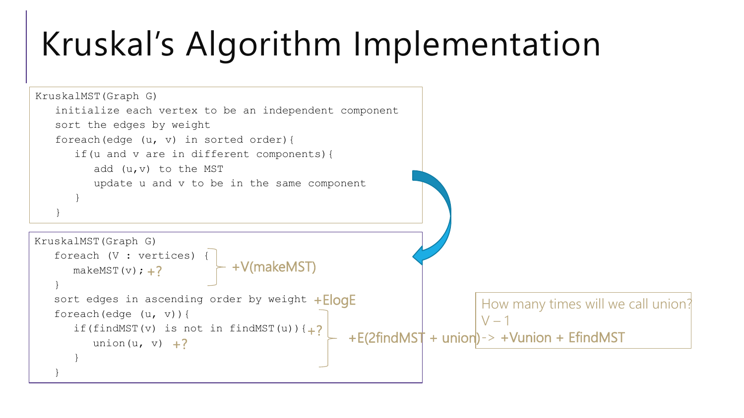# Kruskal's Algorithm Implementation

```
KruskalMST(Graph G)
   initialize each vertex to be an independent component
   sort the edges by weight
   foreach(edge (u, v) in sorted order){
      if(u and v are in different components){
         add (u,v) to the MST
         update u and v to be in the same component
      }
   }
```

```
KruskalMST(Graph G)
   foreach (V : vertices) {
      makeMST(v); +?
   }
   sort edges in ascending order by weight +ElogE
   foreach(edge (u, v)){
      if(findMST(v) is not in findMST(u)){+?
         union(u, v)  +?
      }
   }
```

+V(makeMST)

+E(2findMST + union) -> +Vunion + EfindMST

How many times will we call union?
V – 1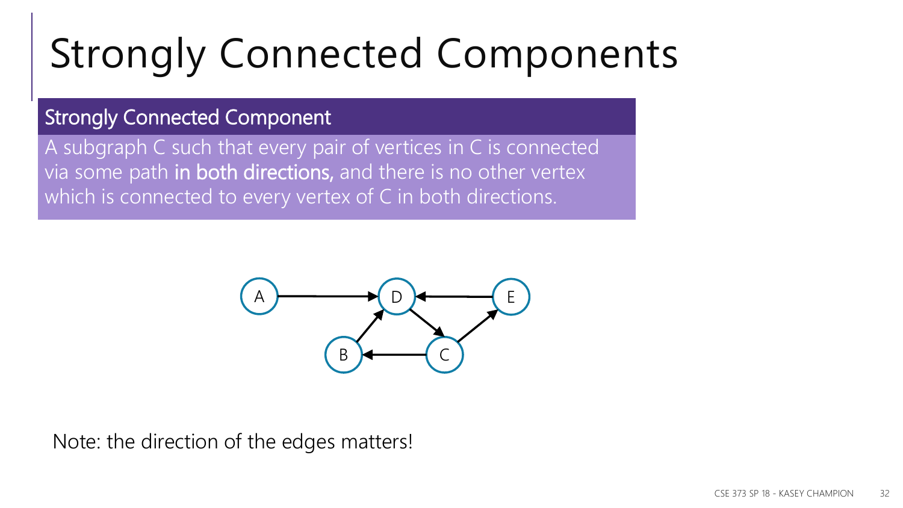# Strongly Connected Components

**Strongly Connected Component**

A subgraph C such that every pair of vertices in C is connected via some path **in both directions,** and there is no other vertex which is connected to every vertex of C in both directions.

Note: the direction of the edges matters!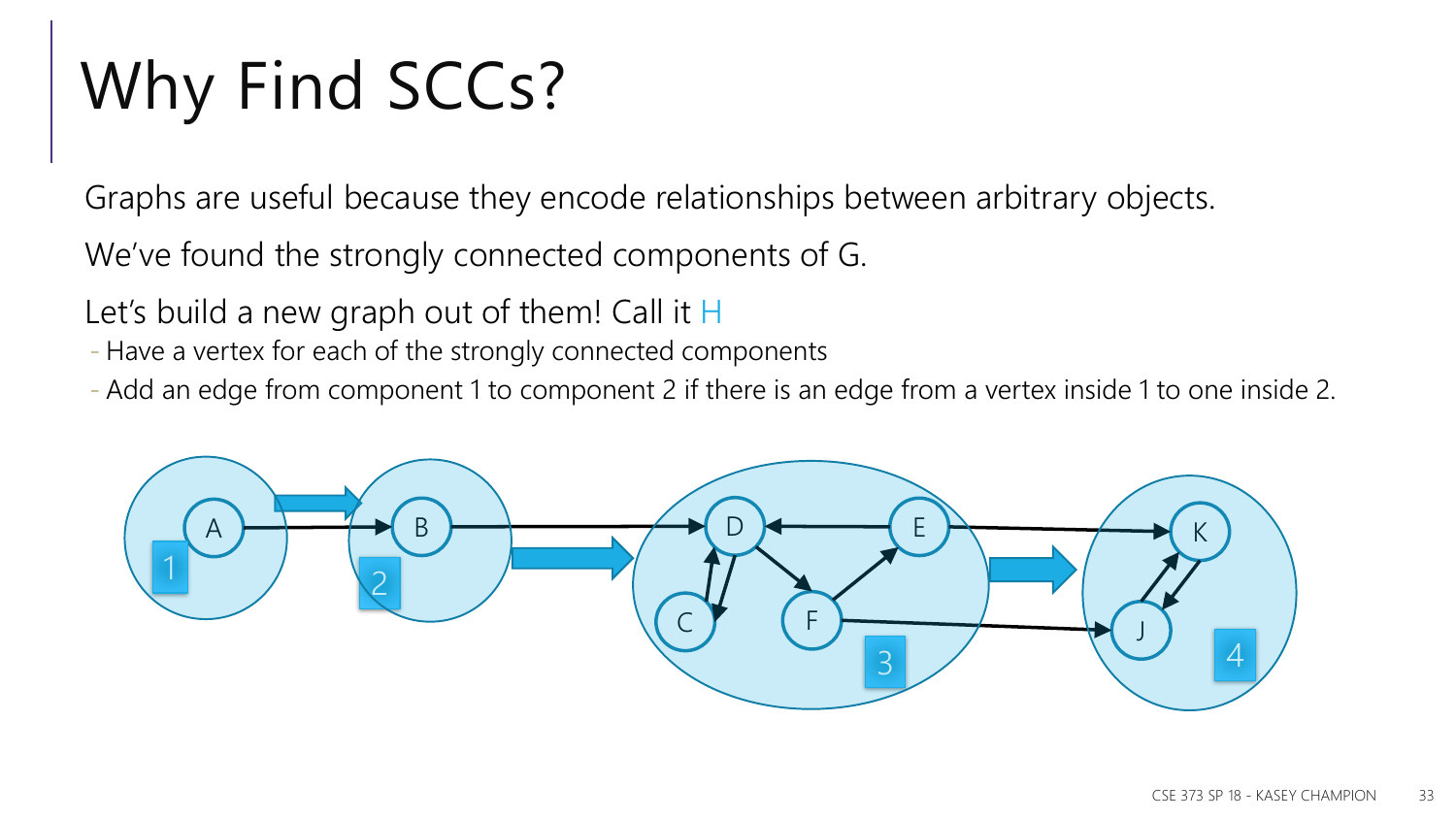# Why Find SCCs?

Graphs are useful because they encode relationships between arbitrary objects.

We've found the strongly connected components of G.

Let's build a new graph out of them! Call it H

- Have a vertex for each of the strongly connected components
- Add an edge from component 1 to component 2 if there is an edge from a vertex inside 1 to one inside 2.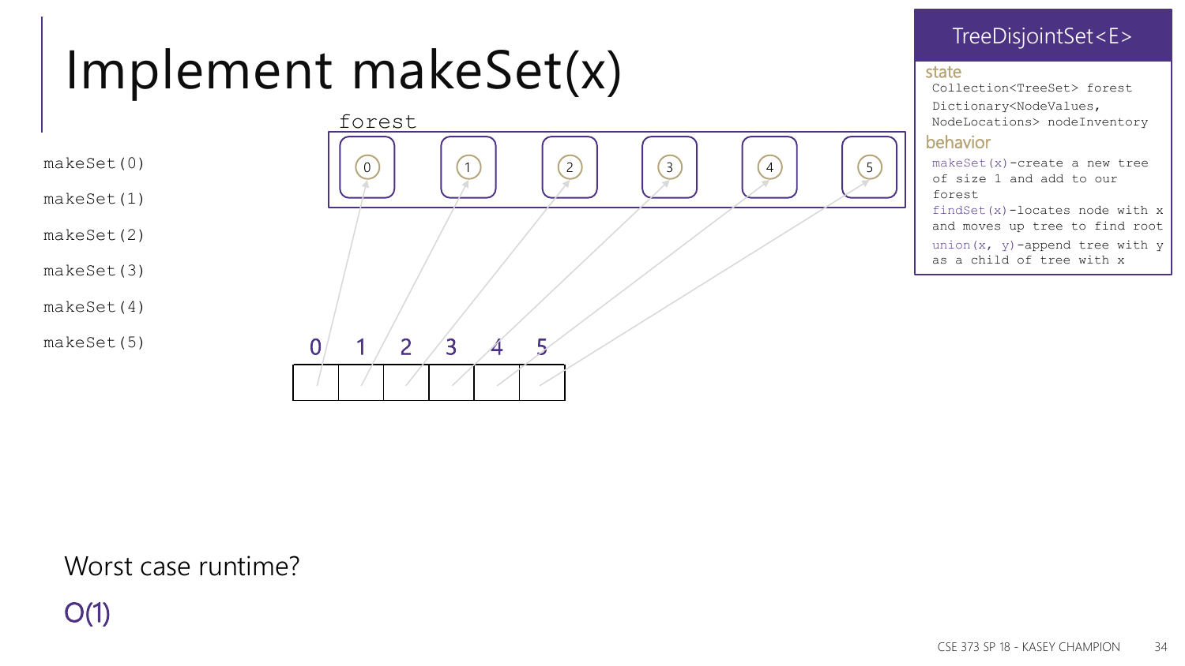# Implement makeSet(x)

```
makeSet(0)
makeSet(1)
makeSet(2)
makeSet(3)
makeSet(4)
makeSet(5)
```

forest

0 1 2 3 4 5

| 0 | 1 | 2 | 3 | 4 | 5 |
|---|---|---|---|---|---|
| | | | | | |

**TreeDisjointSet<E>**

state

```
Collection<TreeSet> forest
Dictionary<NodeValues, NodeLocations> nodeInventory
```

behavior

- `makeSet(x)`-create a new tree of size 1 and add to our forest
- `findSet(x)`-locates node with x and moves up tree to find root
- `union(x, y)`-append tree with y as a child of tree with x

Worst case runtime?

O(1)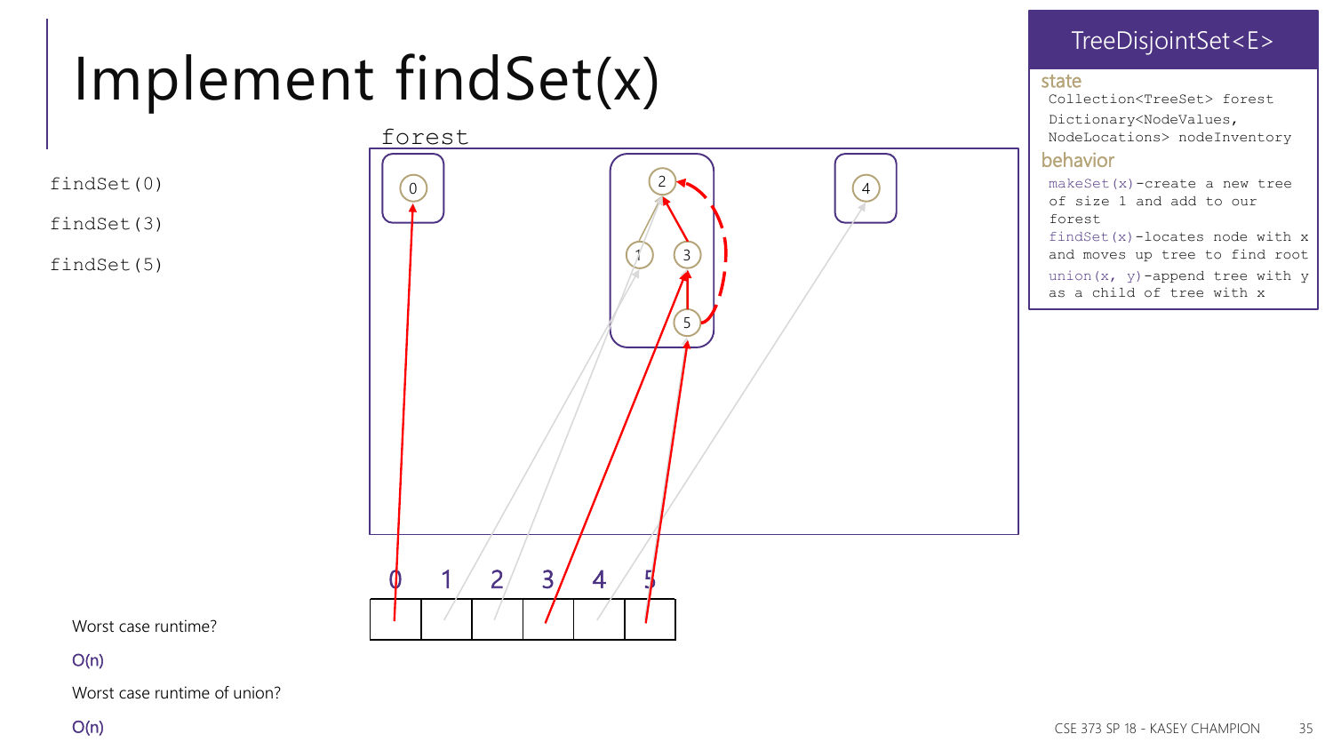# Implement findSet(x)

```
findSet(0)

findSet(3)

findSet(5)
```

forest

0 1 2 3 4 5

Worst case runtime?

O(n)

Worst case runtime of union?

O(n)

## TreeDisjointSet<E>

**state**

```
Collection<TreeSet> forest
Dictionary<NodeValues,
NodeLocations> nodeInventory
```

**behavior**

`makeSet(x)`-create a new tree of size 1 and add to our forest

`findSet(x)`-locates node with x and moves up tree to find root

`union(x, y)`-append tree with y as a child of tree with x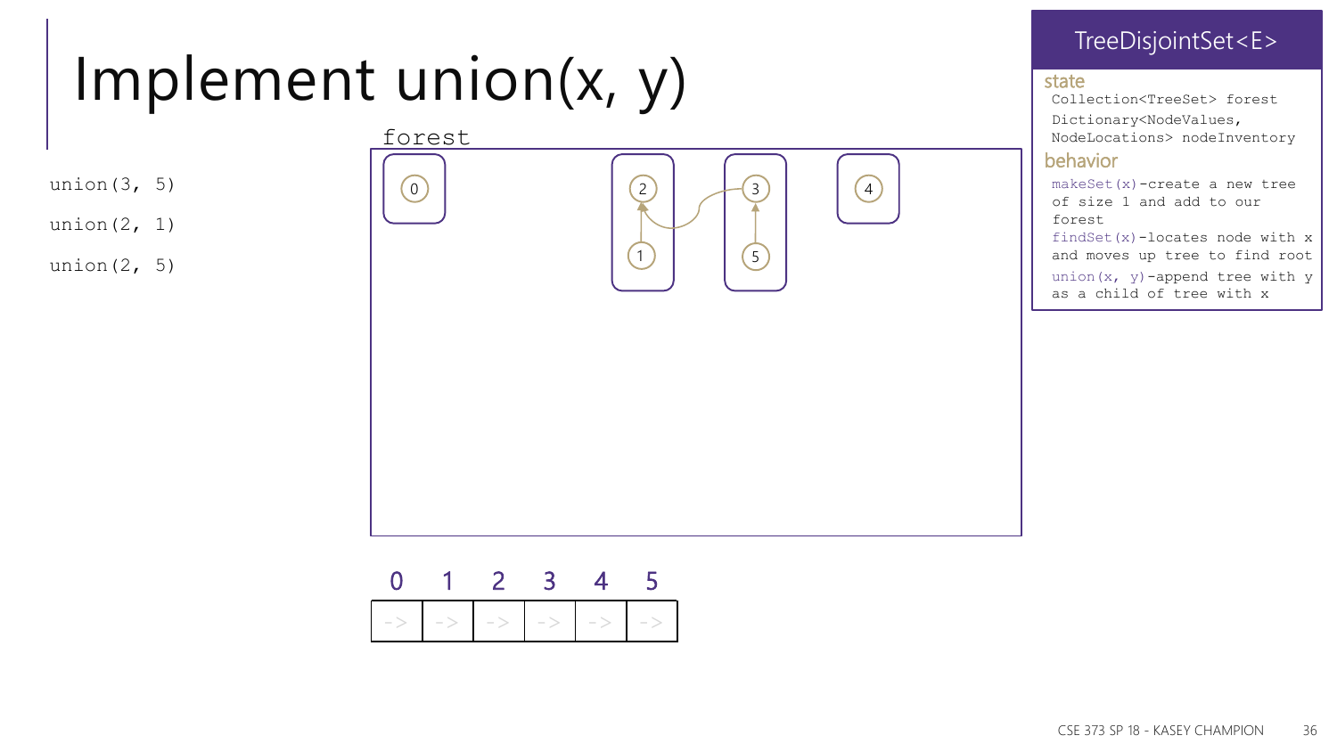# Implement union(x, y)

```
union(3, 5)

union(2, 1)

union(2, 5)
```

forest

| 0 | 1 | 2 | 3 | 4 | 5 |
|---|---|---|---|---|---|
| -> | -> | -> | -> | -> | -> |

## TreeDisjointSet<E>

**state**

```
Collection<TreeSet> forest
Dictionary<NodeValues,
NodeLocations> nodeInventory
```

**behavior**

```
makeSet(x)-create a new tree
of size 1 and add to our
forest
findSet(x)-locates node with x
and moves up tree to find root
union(x, y)-append tree with y
as a child of tree with x
```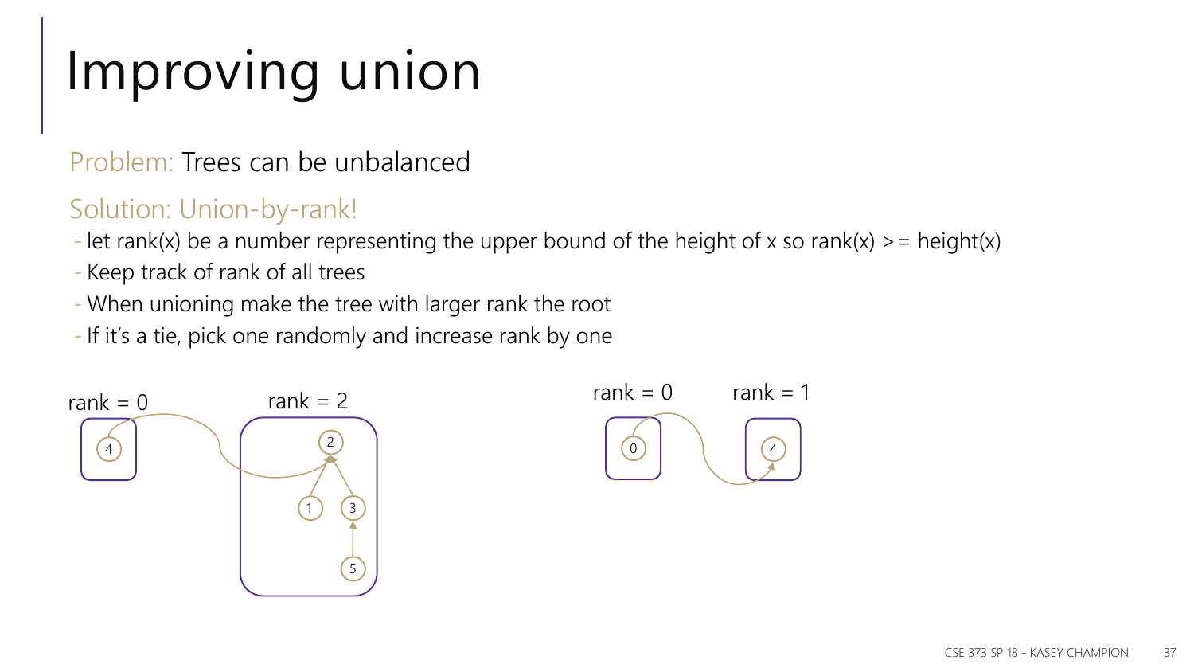# Improving union

Problem: Trees can be unbalanced

Solution: Union-by-rank!

- let rank(x) be a number representing the upper bound of the height of x so rank(x) >= height(x)
- Keep track of rank of all trees
- When unioning make the tree with larger rank the root
- If it's a tie, pick one randomly and increase rank by one

rank = 0 rank = 2

rank = 0 rank = 1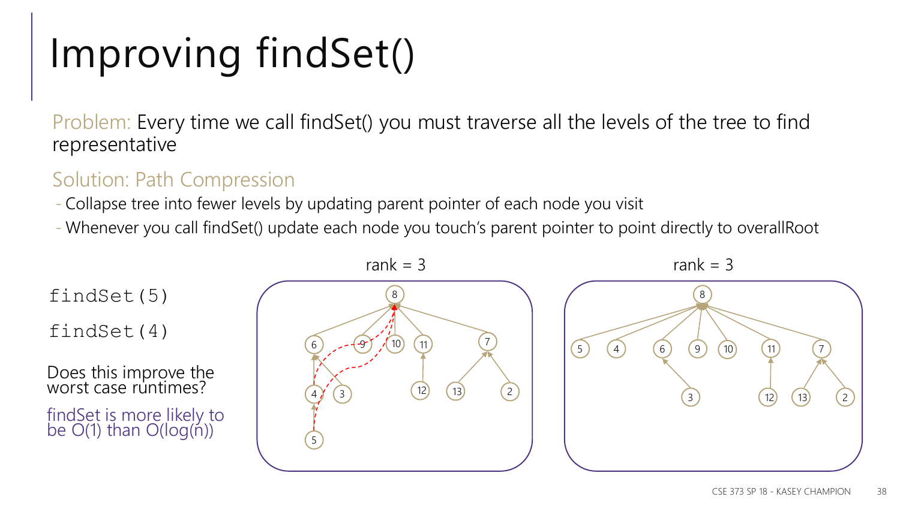# Improving findSet()

Problem: Every time we call findSet() you must traverse all the levels of the tree to find representative

Solution: Path Compression

- Collapse tree into fewer levels by updating parent pointer of each node you visit
- Whenever you call findSet() update each node you touch's parent pointer to point directly to overallRoot

```
findSet(5)

findSet(4)
```

Does this improve the worst case runtimes?

findSet is more likely to be O(1) than O(log(n))

rank = 3

rank = 3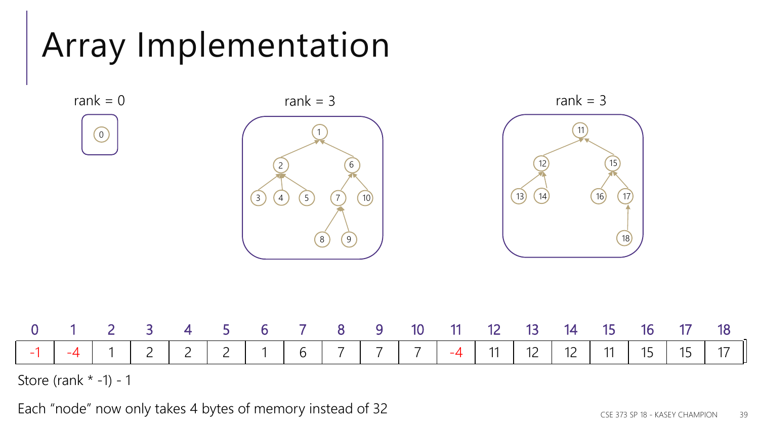# Array Implementation

rank = 0

rank = 3

rank = 3

| 0 | 1 | 2 | 3 | 4 | 5 | 6 | 7 | 8 | 9 | 10 | 11 | 12 | 13 | 14 | 15 | 16 | 17 | 18 |
|---|---|---|---|---|---|---|---|---|---|---|---|---|---|---|---|---|---|---|
| -1 | -4 | 1 | 2 | 2 | 2 | 1 | 6 | 7 | 7 | 7 | -4 | 11 | 12 | 12 | 11 | 15 | 15 | 17 |

Store (rank * -1) - 1

Each "node" now only takes 4 bytes of memory instead of 32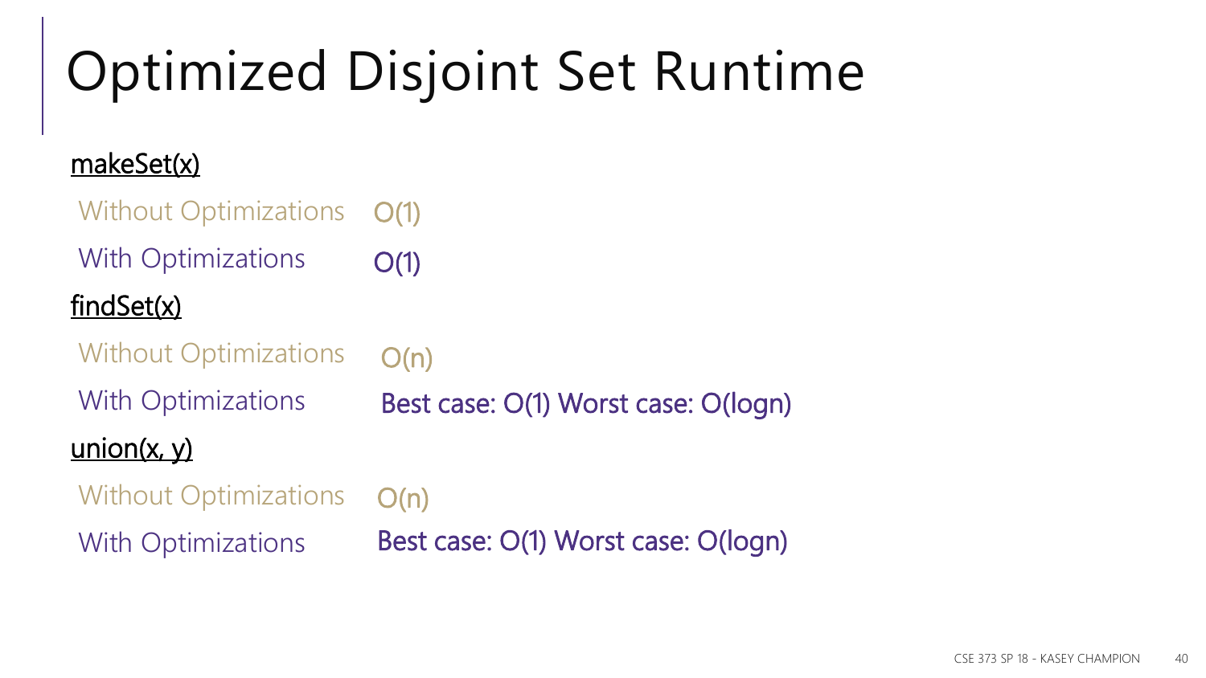# Optimized Disjoint Set Runtime

**makeSet(x)**

Without Optimizations O(1)

With Optimizations O(1)

**findSet(x)**

Without Optimizations O(n)

With Optimizations Best case: O(1) Worst case: O(logn)

**union(x, y)**

Without Optimizations O(n)

With Optimizations Best case: O(1) Worst case: O(logn)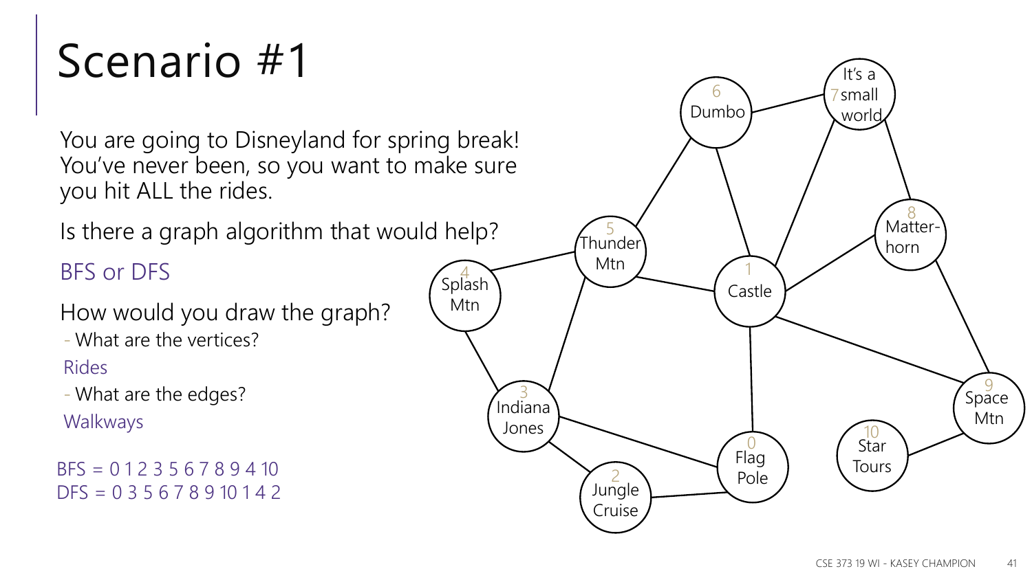# Scenario #1

You are going to Disneyland for spring break! You've never been, so you want to make sure you hit ALL the rides.

Is there a graph algorithm that would help?

BFS or DFS

How would you draw the graph?

- What are the vertices?

Rides

- What are the edges?

Walkways

BFS = 0 1 2 3 5 6 7 8 9 4 10
DFS = 0 3 5 6 7 8 9 10 1 4 2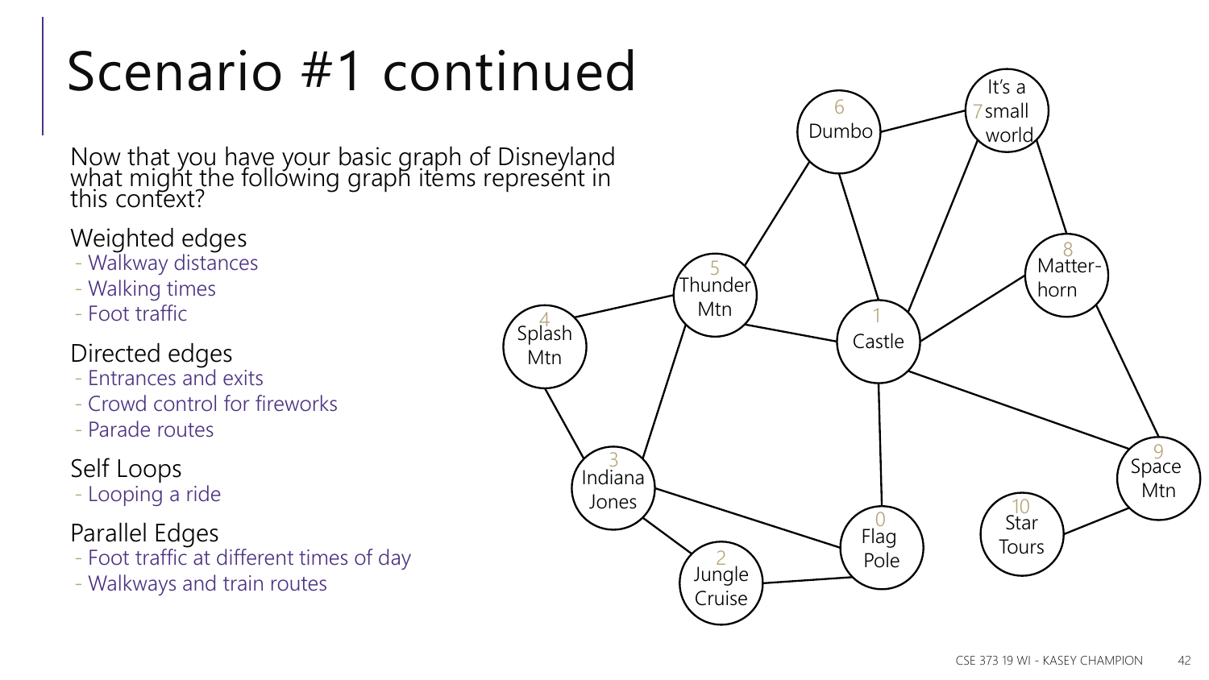# Scenario #1 continued

Now that you have your basic graph of Disneyland what might the following graph items represent in this context?

Weighted edges
- Walkway distances
- Walking times
- Foot traffic

Directed edges
- Entrances and exits
- Crowd control for fireworks
- Parade routes

Self Loops
- Looping a ride

Parallel Edges
- Foot traffic at different times of day
- Walkways and train routes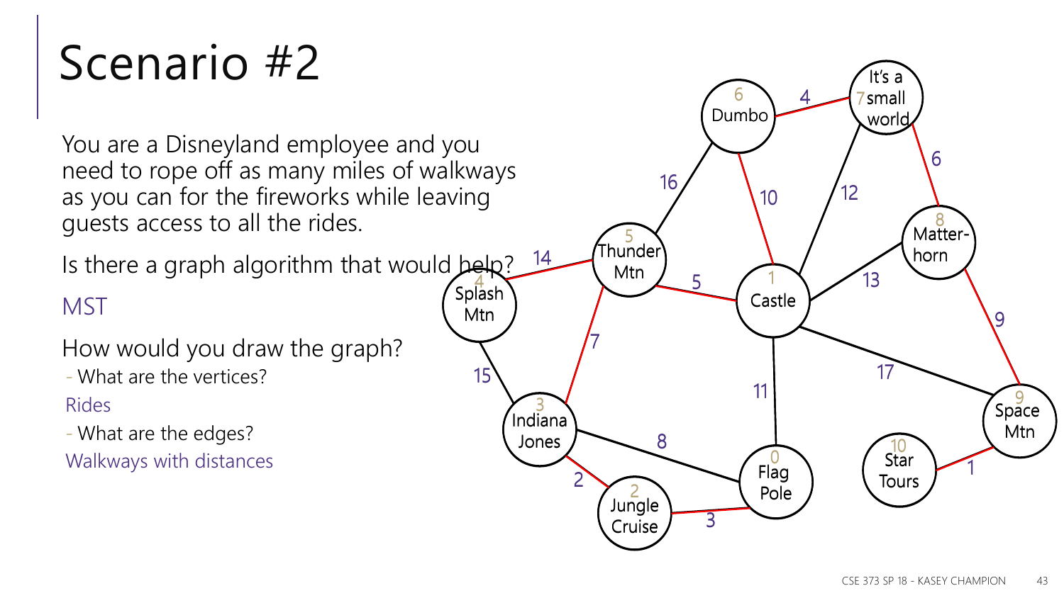# Scenario #2

You are a Disneyland employee and you need to rope off as many miles of walkways as you can for the fireworks while leaving guests access to all the rides.

Is there a graph algorithm that would help?

MST

How would you draw the graph?

- What are the vertices?

Rides

- What are the edges?

Walkways with distances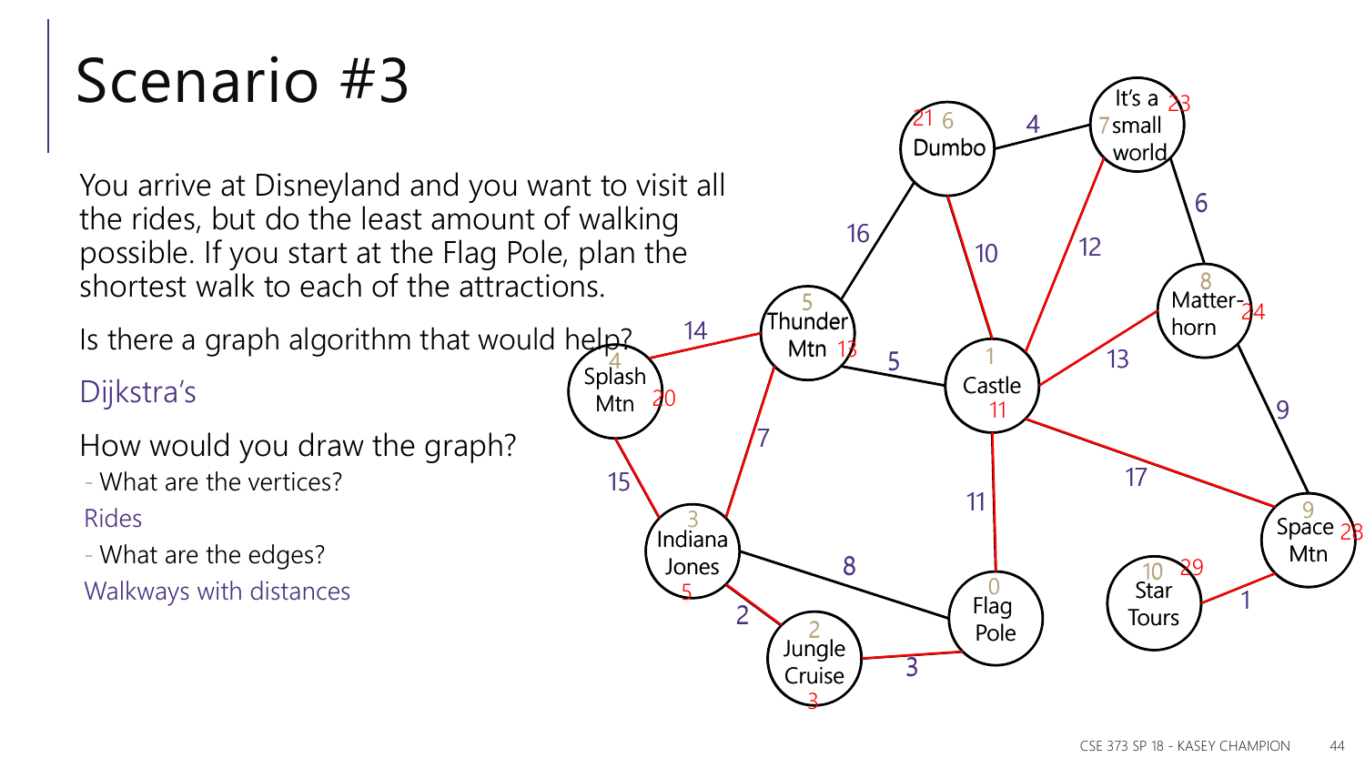# Scenario #3

You arrive at Disneyland and you want to visit all the rides, but do the least amount of walking possible. If you start at the Flag Pole, plan the shortest walk to each of the attractions.

Is there a graph algorithm that would help?

Dijkstra's

How would you draw the graph?

- What are the vertices?

Rides

- What are the edges?

Walkways with distances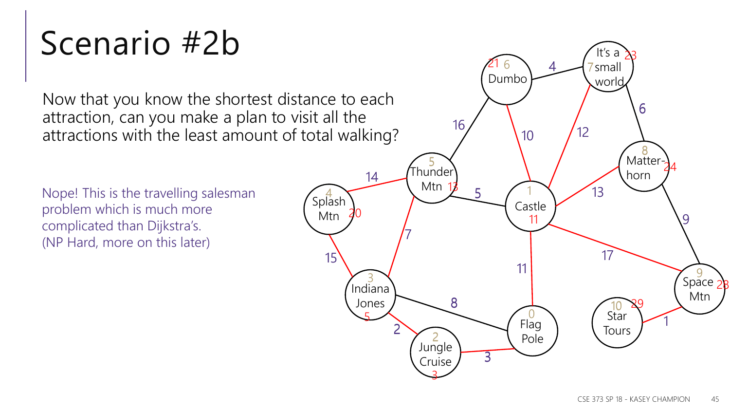# Scenario #2b

Now that you know the shortest distance to each attraction, can you make a plan to visit all the attractions with the least amount of total walking?

Nope! This is the travelling salesman problem which is much more complicated than Dijkstra's. (NP Hard, more on this later)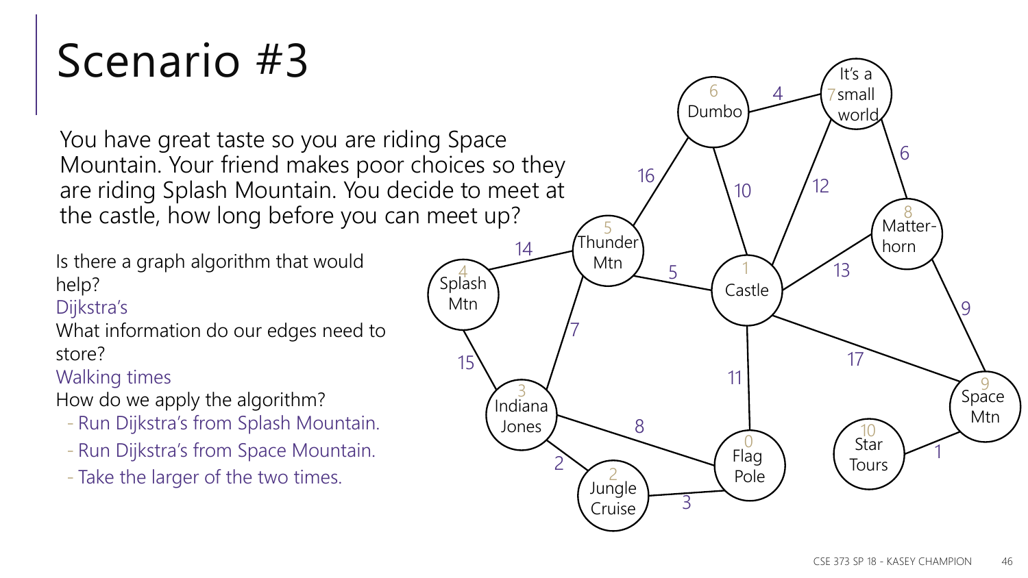# Scenario #3

You have great taste so you are riding Space Mountain. Your friend makes poor choices so they are riding Splash Mountain. You decide to meet at the castle, how long before you can meet up?

Is there a graph algorithm that would help?

Dijkstra's

What information do our edges need to store?

Walking times

How do we apply the algorithm?

- Run Dijkstra's from Splash Mountain.
- Run Dijkstra's from Space Mountain.
- Take the larger of the two times.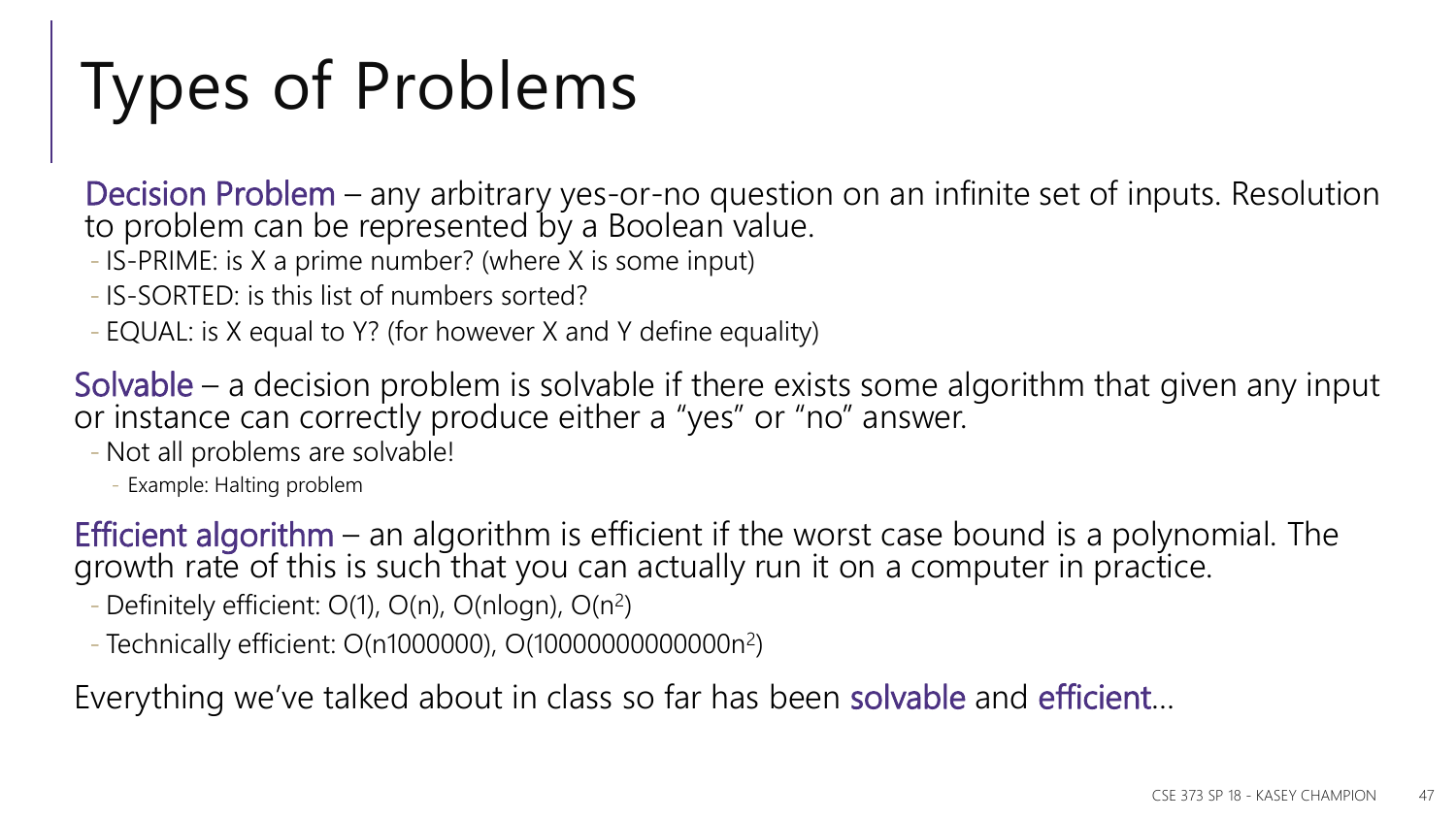# Types of Problems

Decision Problem – any arbitrary yes-or-no question on an infinite set of inputs. Resolution to problem can be represented by a Boolean value.

- IS-PRIME: is X a prime number? (where X is some input)
- IS-SORTED: is this list of numbers sorted?
- EQUAL: is X equal to Y? (for however X and Y define equality)

Solvable – a decision problem is solvable if there exists some algorithm that given any input or instance can correctly produce either a "yes" or "no" answer.

- Not all problems are solvable!
  - Example: Halting problem

Efficient algorithm – an algorithm is efficient if the worst case bound is a polynomial. The growth rate of this is such that you can actually run it on a computer in practice.

- Definitely efficient: $O(1)$, $O(n)$, $O(n\log n)$, $O(n^2)$
- Technically efficient: $O(n1000000)$, $O(10000000000000n^2)$

Everything we've talked about in class so far has been solvable and efficient…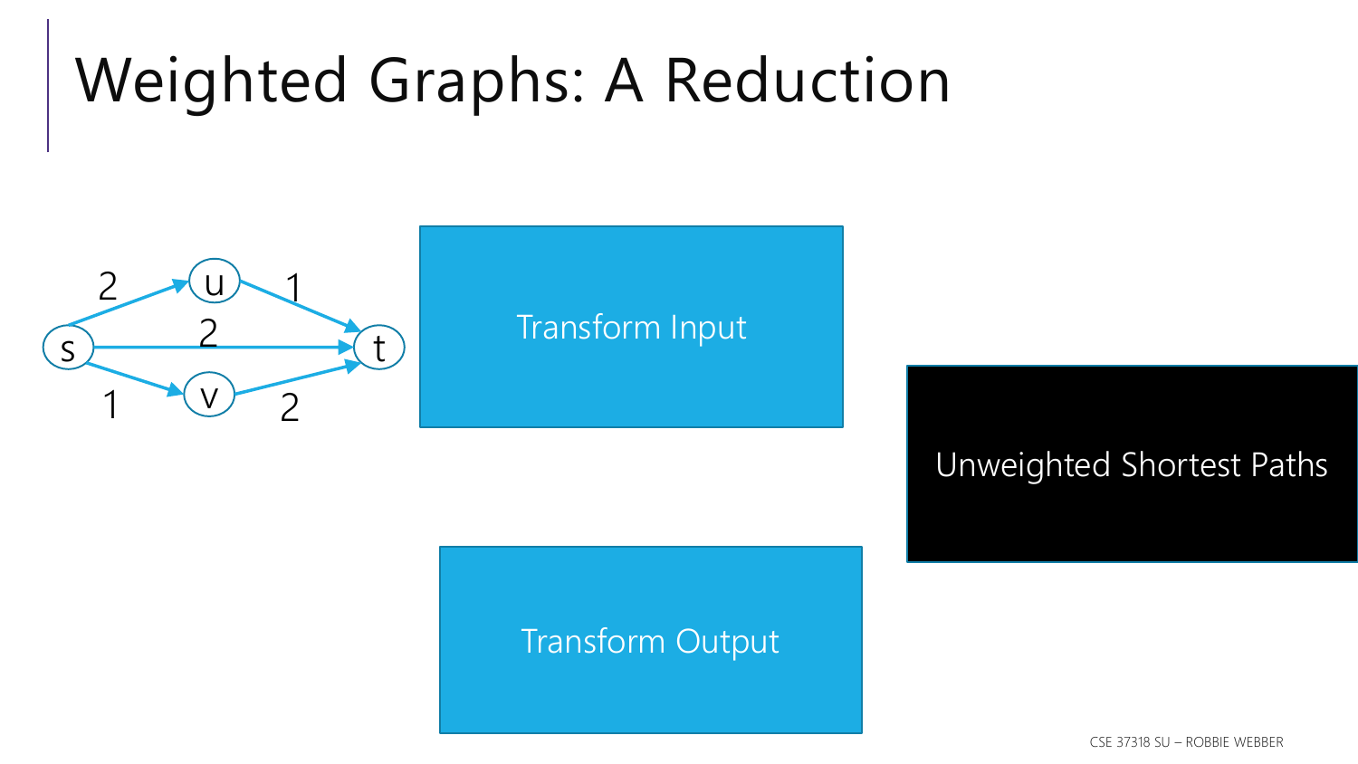# Weighted Graphs: A Reduction

Transform Input

Unweighted Shortest Paths

Transform Output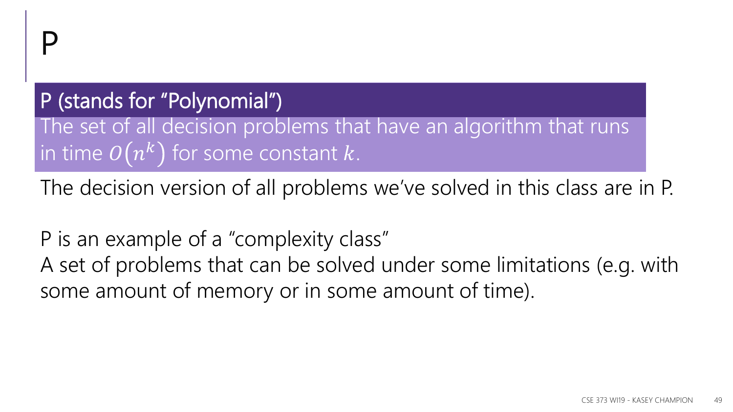# P

**P (stands for "Polynomial")**

The set of all decision problems that have an algorithm that runs in time $O(n^k)$ for some constant $k$.

The decision version of all problems we've solved in this class are in P.

P is an example of a "complexity class"
A set of problems that can be solved under some limitations (e.g. with some amount of memory or in some amount of time).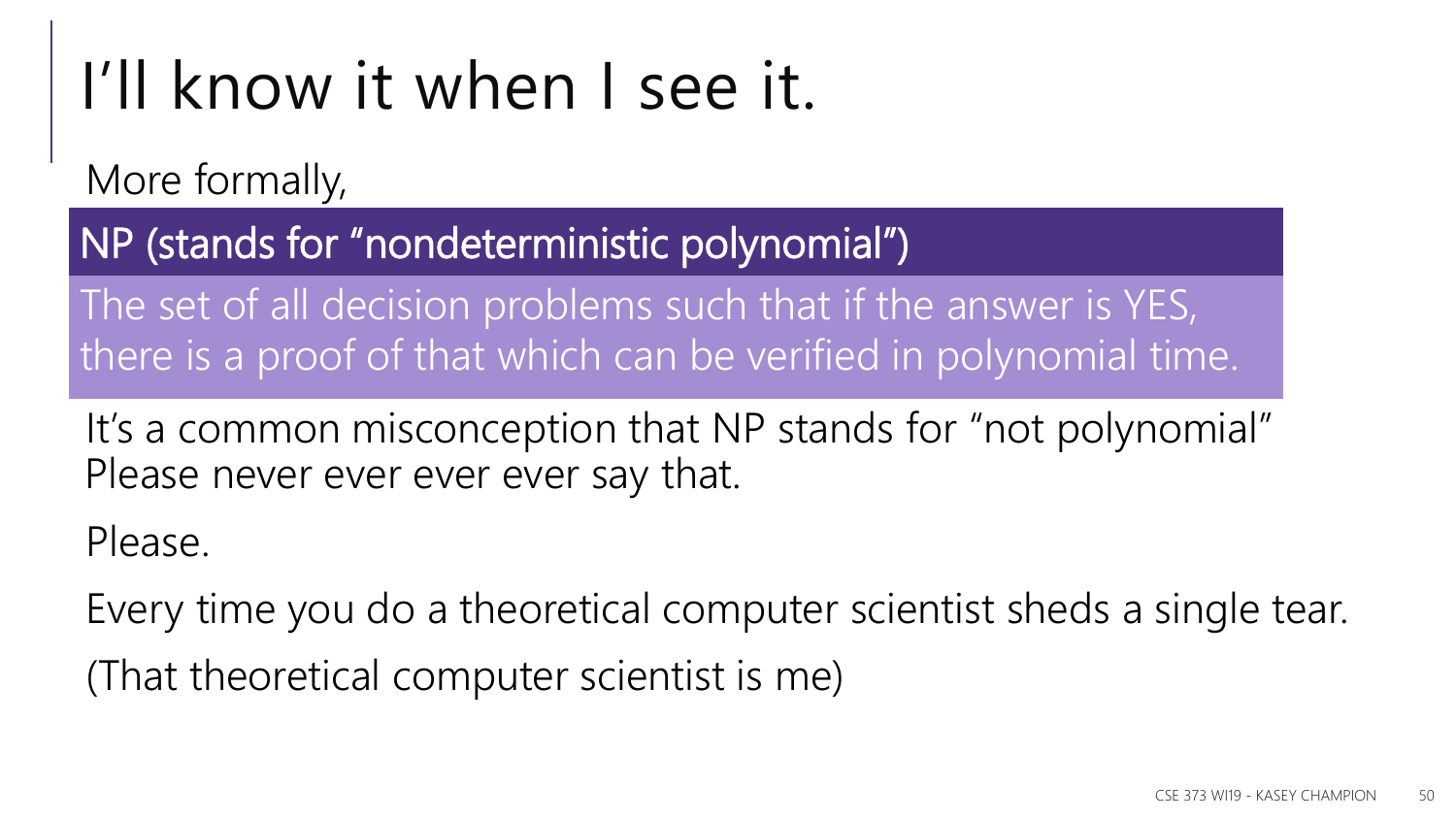# I'll know it when I see it.

More formally,

**NP (stands for "nondeterministic polynomial")**

The set of all decision problems such that if the answer is YES, there is a proof of that which can be verified in polynomial time.

It's a common misconception that NP stands for "not polynomial"
Please never ever ever ever say that.

Please.

Every time you do a theoretical computer scientist sheds a single tear.

(That theoretical computer scientist is me)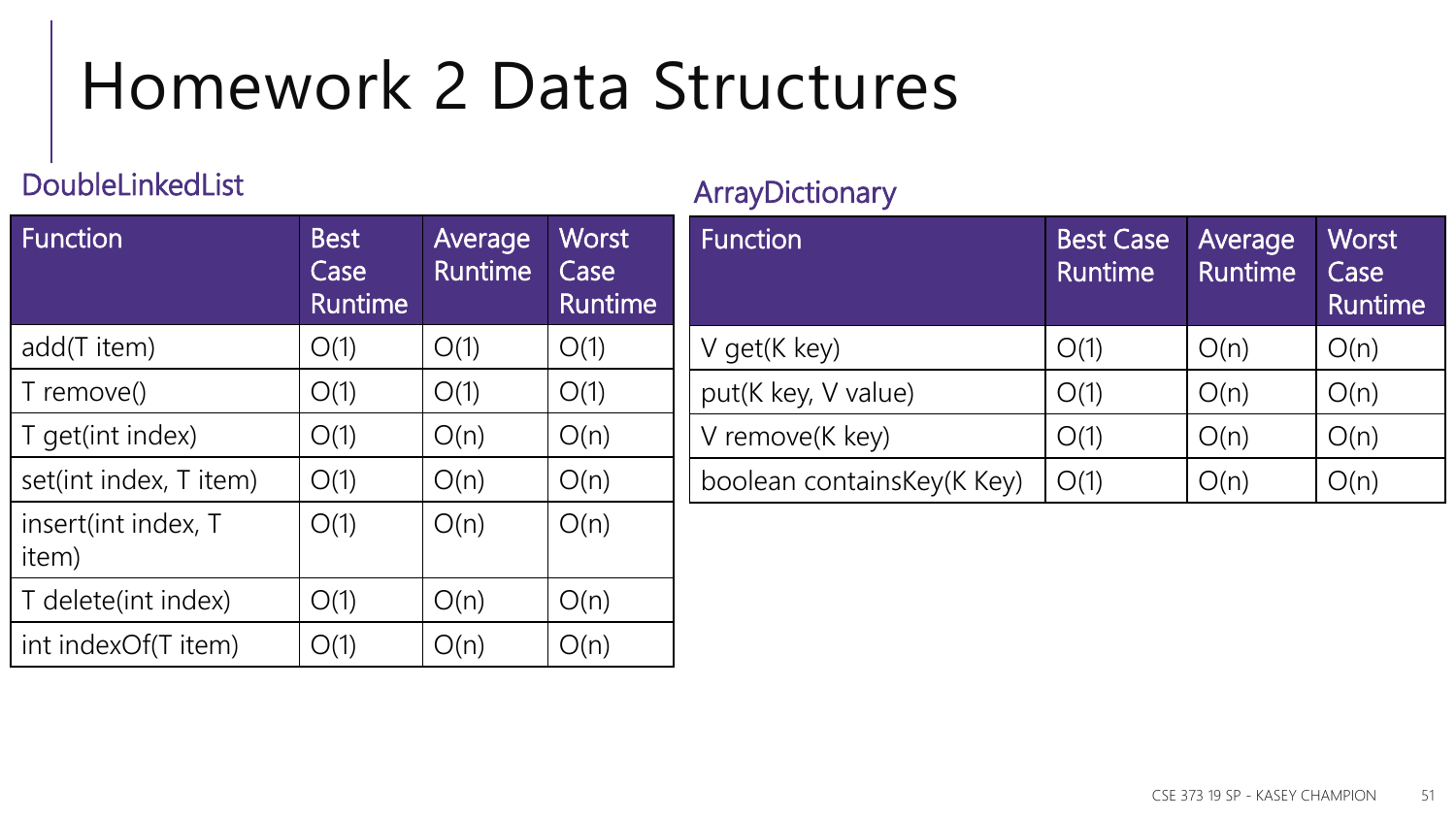# Homework 2 Data Structures

## DoubleLinkedList

| Function | Best Case Runtime | Average Runtime | Worst Case Runtime |
|---|---|---|---|
| add(T item) | O(1) | O(1) | O(1) |
| T remove() | O(1) | O(1) | O(1) |
| T get(int index) | O(1) | O(n) | O(n) |
| set(int index, T item) | O(1) | O(n) | O(n) |
| insert(int index, T item) | O(1) | O(n) | O(n) |
| T delete(int index) | O(1) | O(n) | O(n) |
| int indexOf(T item) | O(1) | O(n) | O(n) |

## ArrayDictionary

| Function | Best Case Runtime | Average Runtime | Worst Case Runtime |
|---|---|---|---|
| V get(K key) | O(1) | O(n) | O(n) |
| put(K key, V value) | O(1) | O(n) | O(n) |
| V remove(K key) | O(1) | O(n) | O(n) |
| boolean containsKey(K Key) | O(1) | O(n) | O(n) |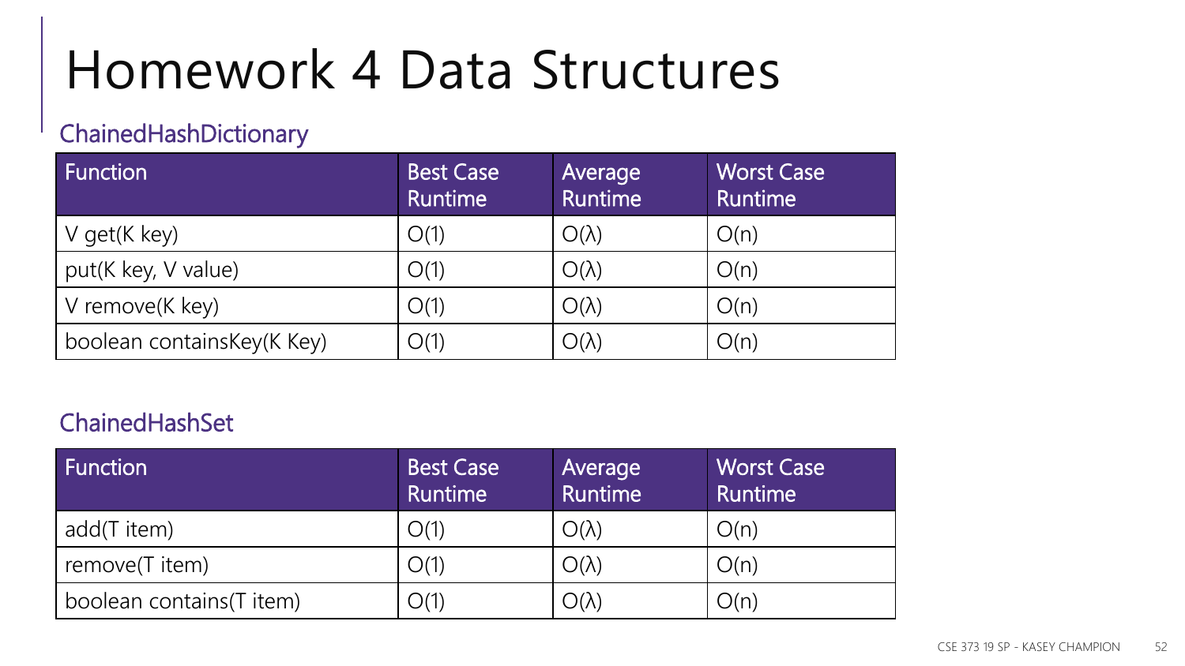# Homework 4 Data Structures

## ChainedHashDictionary

| Function | Best Case Runtime | Average Runtime | Worst Case Runtime |
|---|---|---|---|
| V get(K key) | O(1) | O(λ) | O(n) |
| put(K key, V value) | O(1) | O(λ) | O(n) |
| V remove(K key) | O(1) | O(λ) | O(n) |
| boolean containsKey(K Key) | O(1) | O(λ) | O(n) |

## ChainedHashSet

| Function | Best Case Runtime | Average Runtime | Worst Case Runtime |
|---|---|---|---|
| add(T item) | O(1) | O(λ) | O(n) |
| remove(T item) | O(1) | O(λ) | O(n) |
| boolean contains(T item) | O(1) | O(λ) | O(n) |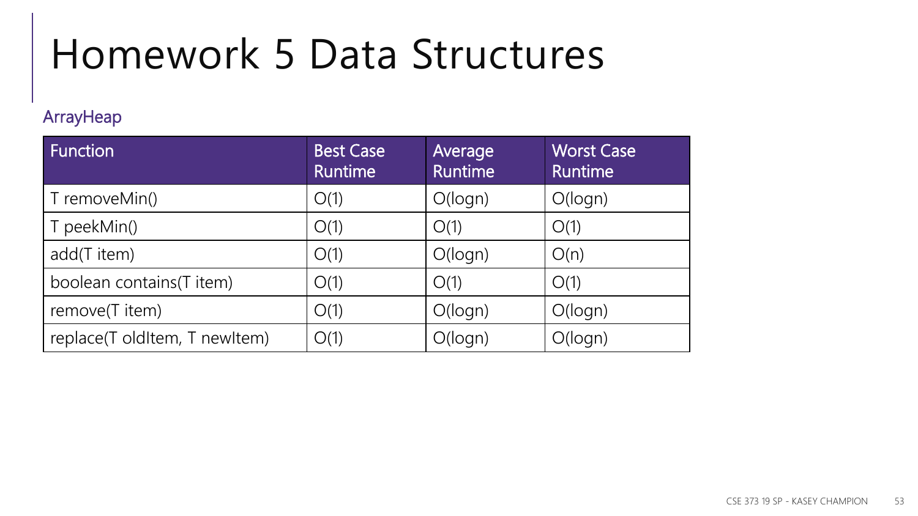# Homework 5 Data Structures

## ArrayHeap

| Function | Best Case Runtime | Average Runtime | Worst Case Runtime |
|---|---|---|---|
| T removeMin() | O(1) | O(logn) | O(logn) |
| T peekMin() | O(1) | O(1) | O(1) |
| add(T item) | O(1) | O(logn) | O(n) |
| boolean contains(T item) | O(1) | O(1) | O(1) |
| remove(T item) | O(1) | O(logn) | O(logn) |
| replace(T oldItem, T newItem) | O(1) | O(logn) | O(logn) |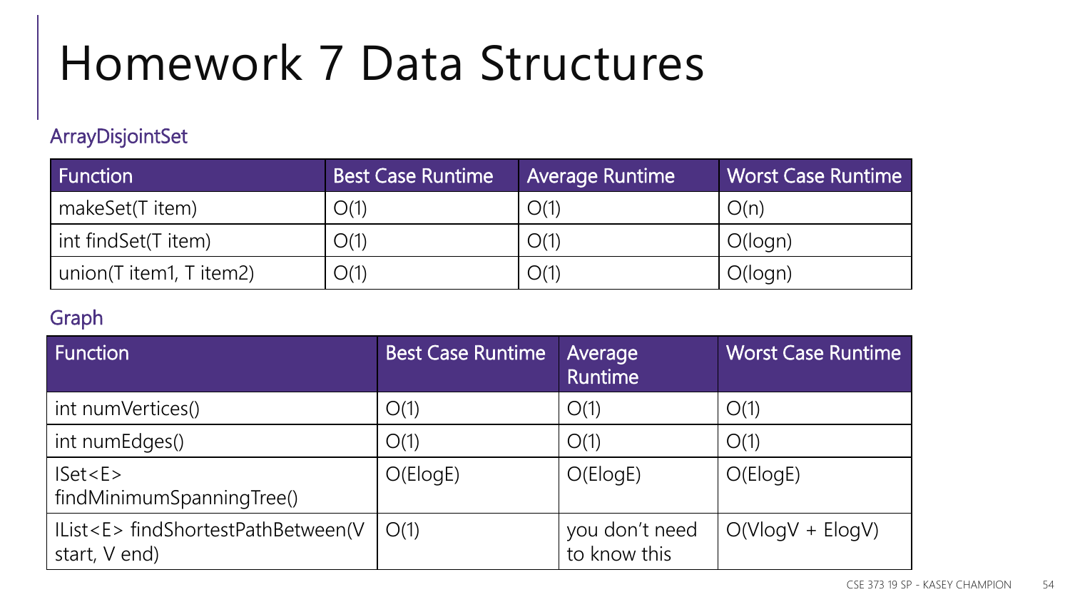# Homework 7 Data Structures

### ArrayDisjointSet

| Function | Best Case Runtime | Average Runtime | Worst Case Runtime |
| --- | --- | --- | --- |
| makeSet(T item) | O(1) | O(1) | O(n) |
| int findSet(T item) | O(1) | O(1) | O(logn) |
| union(T item1, T item2) | O(1) | O(1) | O(logn) |

### Graph

| Function | Best Case Runtime | Average Runtime | Worst Case Runtime |
| --- | --- | --- | --- |
| int numVertices() | O(1) | O(1) | O(1) |
| int numEdges() | O(1) | O(1) | O(1) |
| ISet<E> findMinimumSpanningTree() | O(ElogE) | O(ElogE) | O(ElogE) |
| IList<E> findShortestPathBetween(V start, V end) | O(1) | you don't need to know this | O(VlogV + ElogV) |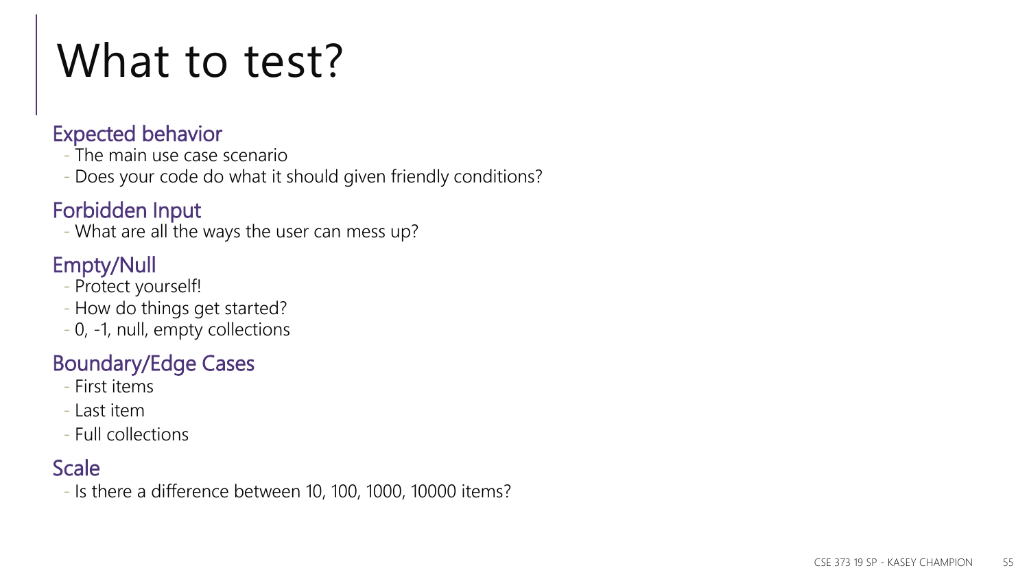# What to test?

## Expected behavior

- The main use case scenario
- Does your code do what it should given friendly conditions?

## Forbidden Input

- What are all the ways the user can mess up?

## Empty/Null

- Protect yourself!
- How do things get started?
- 0, -1, null, empty collections

## Boundary/Edge Cases

- First items
- Last item
- Full collections

## Scale

- Is there a difference between 10, 100, 1000, 10000 items?